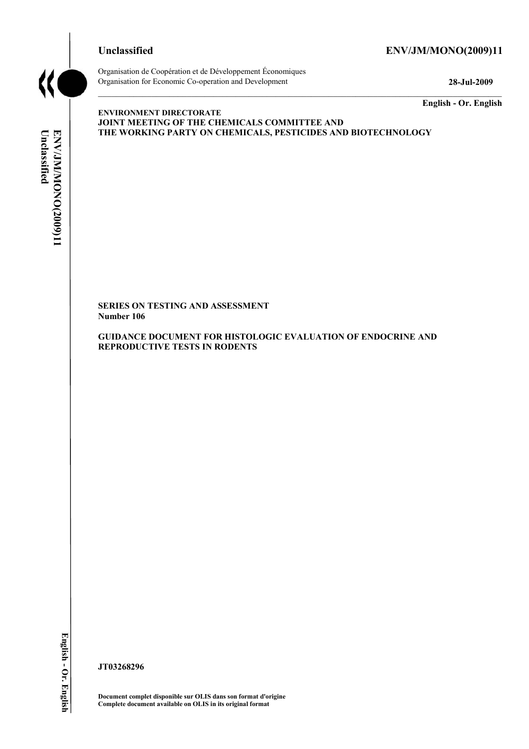**Unclassified** **ENV/JM/MONO(2009)11**

Organisation de Coopération et de Développement Économiques
Organisation for Economic Co-operation and Development **28-Jul-2009**

**English - Or. English**

**ENVIRONMENT DIRECTORATE**
**JOINT MEETING OF THE CHEMICALS COMMITTEE AND THE WORKING PARTY ON CHEMICALS, PESTICIDES AND BIOTECHNOLOGY**

**SERIES ON TESTING AND ASSESSMENT**
**Number 106**

**GUIDANCE DOCUMENT FOR HISTOLOGIC EVALUATION OF ENDOCRINE AND REPRODUCTIVE TESTS IN RODENTS**

**JT03268296**

**Document complet disponible sur OLIS dans son format d'origine**
**Complete document available on OLIS in its original format**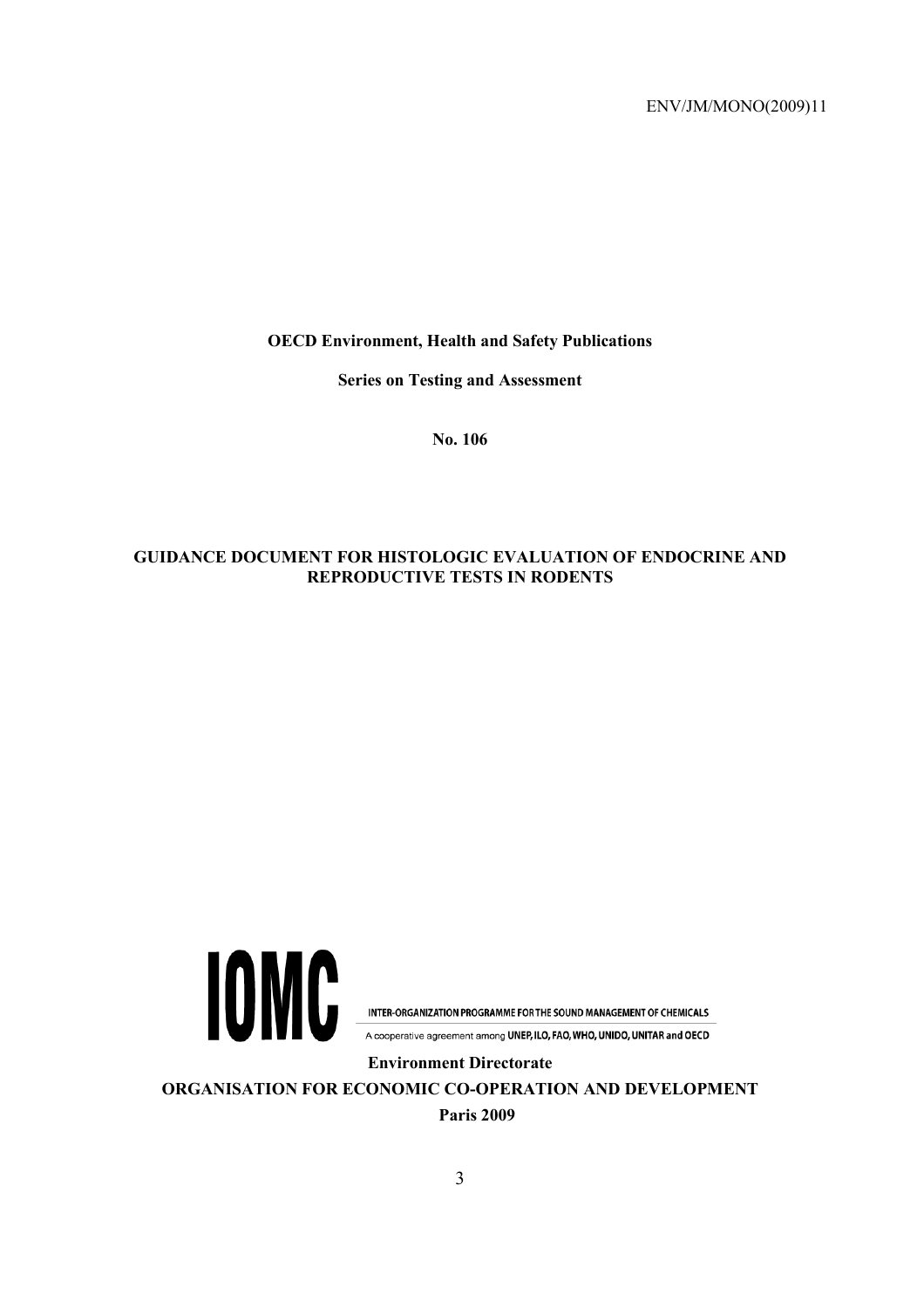**OECD Environment, Health and Safety Publications**

**Series on Testing and Assessment**

**No. 106**

# GUIDANCE DOCUMENT FOR HISTOLOGIC EVALUATION OF ENDOCRINE AND REPRODUCTIVE TESTS IN RODENTS

IOMC

INTER-ORGANIZATION PROGRAMME FOR THE SOUND MANAGEMENT OF CHEMICALS

A cooperative agreement among UNEP, ILO, FAO, WHO, UNIDO, UNITAR and OECD

**Environment Directorate**

**ORGANISATION FOR ECONOMIC CO-OPERATION AND DEVELOPMENT**

**Paris 2009**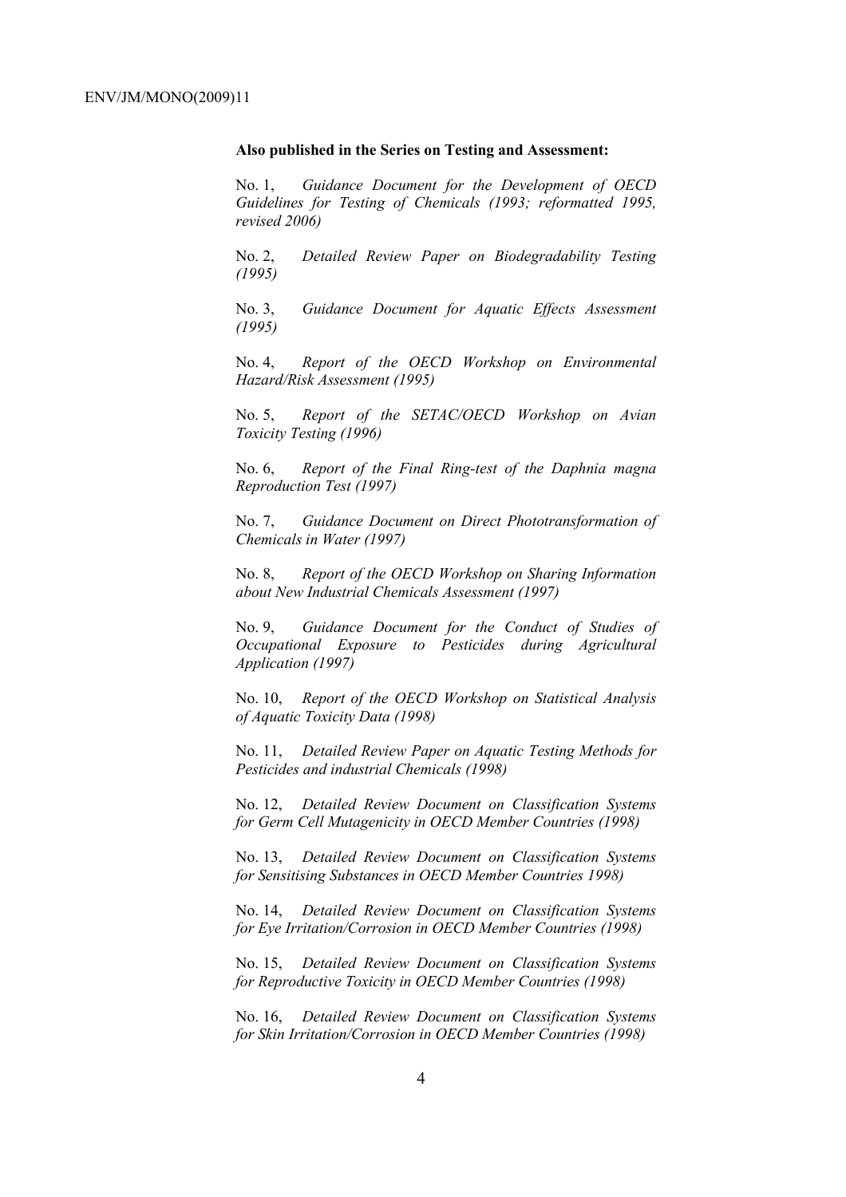**Also published in the Series on Testing and Assessment:**

No. 1, *Guidance Document for the Development of OECD Guidelines for Testing of Chemicals (1993; reformatted 1995, revised 2006)*

No. 2, *Detailed Review Paper on Biodegradability Testing (1995)*

No. 3, *Guidance Document for Aquatic Effects Assessment (1995)*

No. 4, *Report of the OECD Workshop on Environmental Hazard/Risk Assessment (1995)*

No. 5, *Report of the SETAC/OECD Workshop on Avian Toxicity Testing (1996)*

No. 6, *Report of the Final Ring-test of the Daphnia magna Reproduction Test (1997)*

No. 7, *Guidance Document on Direct Phototransformation of Chemicals in Water (1997)*

No. 8, *Report of the OECD Workshop on Sharing Information about New Industrial Chemicals Assessment (1997)*

No. 9, *Guidance Document for the Conduct of Studies of Occupational Exposure to Pesticides during Agricultural Application (1997)*

No. 10, *Report of the OECD Workshop on Statistical Analysis of Aquatic Toxicity Data (1998)*

No. 11, *Detailed Review Paper on Aquatic Testing Methods for Pesticides and industrial Chemicals (1998)*

No. 12, *Detailed Review Document on Classification Systems for Germ Cell Mutagenicity in OECD Member Countries (1998)*

No. 13, *Detailed Review Document on Classification Systems for Sensitising Substances in OECD Member Countries 1998)*

No. 14, *Detailed Review Document on Classification Systems for Eye Irritation/Corrosion in OECD Member Countries (1998)*

No. 15, *Detailed Review Document on Classification Systems for Reproductive Toxicity in OECD Member Countries (1998)*

No. 16, *Detailed Review Document on Classification Systems for Skin Irritation/Corrosion in OECD Member Countries (1998)*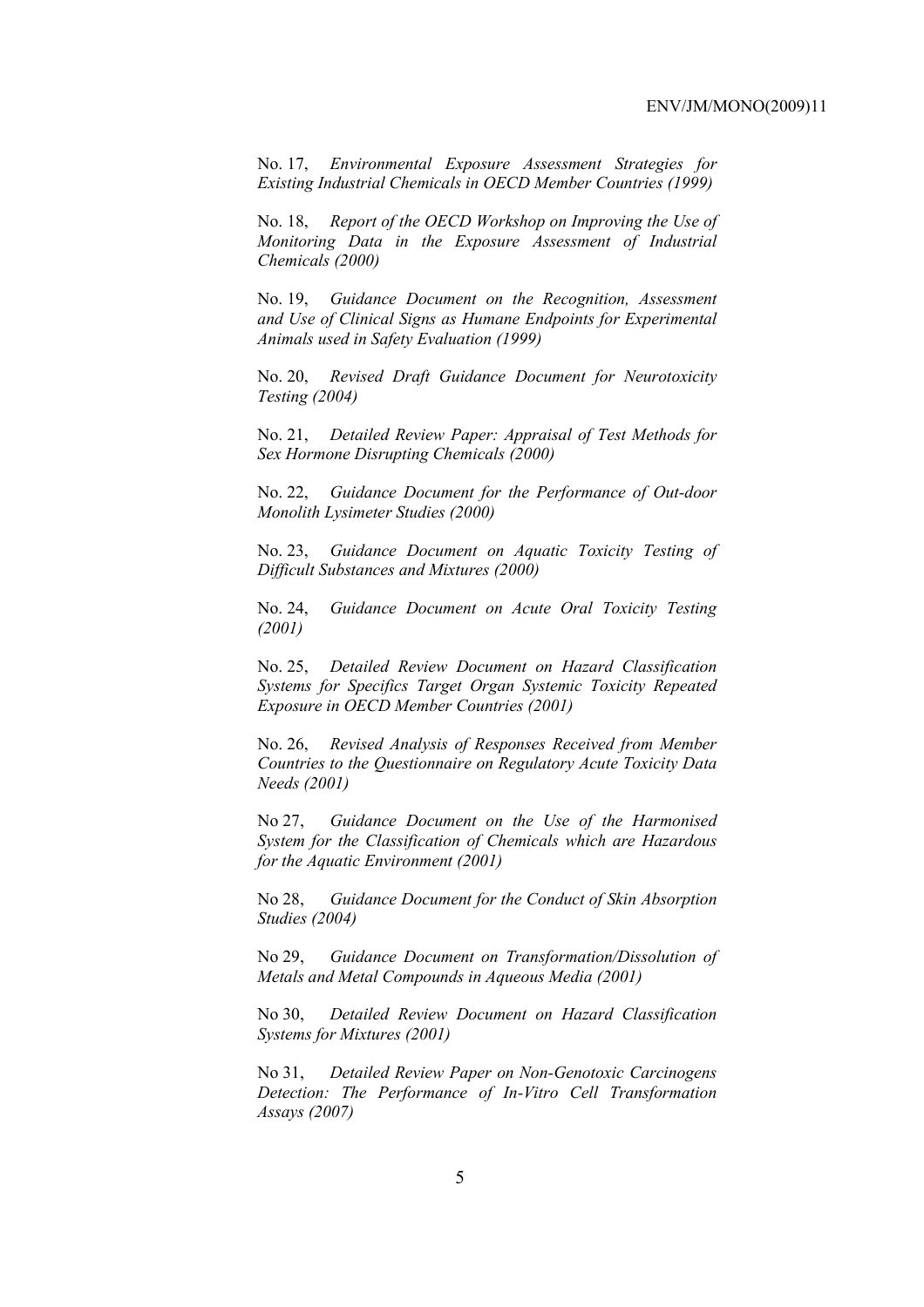No. 17, *Environmental Exposure Assessment Strategies for Existing Industrial Chemicals in OECD Member Countries (1999)*

No. 18, *Report of the OECD Workshop on Improving the Use of Monitoring Data in the Exposure Assessment of Industrial Chemicals (2000)*

No. 19, *Guidance Document on the Recognition, Assessment and Use of Clinical Signs as Humane Endpoints for Experimental Animals used in Safety Evaluation (1999)*

No. 20, *Revised Draft Guidance Document for Neurotoxicity Testing (2004)*

No. 21, *Detailed Review Paper: Appraisal of Test Methods for Sex Hormone Disrupting Chemicals (2000)*

No. 22, *Guidance Document for the Performance of Out-door Monolith Lysimeter Studies (2000)*

No. 23, *Guidance Document on Aquatic Toxicity Testing of Difficult Substances and Mixtures (2000)*

No. 24, *Guidance Document on Acute Oral Toxicity Testing (2001)*

No. 25, *Detailed Review Document on Hazard Classification Systems for Specifics Target Organ Systemic Toxicity Repeated Exposure in OECD Member Countries (2001)*

No. 26, *Revised Analysis of Responses Received from Member Countries to the Questionnaire on Regulatory Acute Toxicity Data Needs (2001)*

No 27, *Guidance Document on the Use of the Harmonised System for the Classification of Chemicals which are Hazardous for the Aquatic Environment (2001)*

No 28, *Guidance Document for the Conduct of Skin Absorption Studies (2004)*

No 29, *Guidance Document on Transformation/Dissolution of Metals and Metal Compounds in Aqueous Media (2001)*

No 30, *Detailed Review Document on Hazard Classification Systems for Mixtures (2001)*

No 31, *Detailed Review Paper on Non-Genotoxic Carcinogens Detection: The Performance of In-Vitro Cell Transformation Assays (2007)*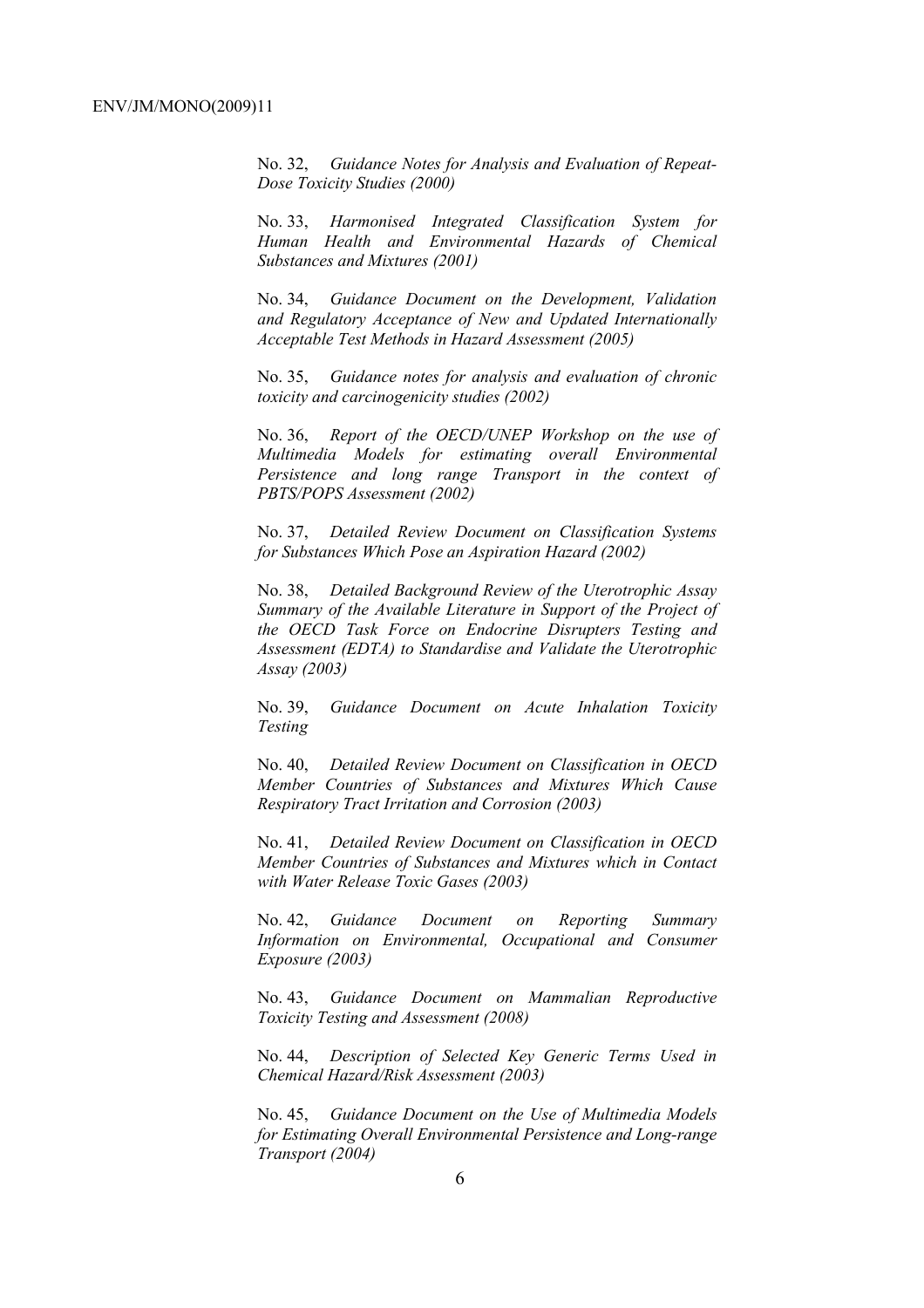No. 32, *Guidance Notes for Analysis and Evaluation of Repeat-Dose Toxicity Studies (2000)*

No. 33, *Harmonised Integrated Classification System for Human Health and Environmental Hazards of Chemical Substances and Mixtures (2001)*

No. 34, *Guidance Document on the Development, Validation and Regulatory Acceptance of New and Updated Internationally Acceptable Test Methods in Hazard Assessment (2005)*

No. 35, *Guidance notes for analysis and evaluation of chronic toxicity and carcinogenicity studies (2002)*

No. 36, *Report of the OECD/UNEP Workshop on the use of Multimedia Models for estimating overall Environmental Persistence and long range Transport in the context of PBTS/POPS Assessment (2002)*

No. 37, *Detailed Review Document on Classification Systems for Substances Which Pose an Aspiration Hazard (2002)*

No. 38, *Detailed Background Review of the Uterotrophic Assay Summary of the Available Literature in Support of the Project of the OECD Task Force on Endocrine Disrupters Testing and Assessment (EDTA) to Standardise and Validate the Uterotrophic Assay (2003)*

No. 39, *Guidance Document on Acute Inhalation Toxicity Testing*

No. 40, *Detailed Review Document on Classification in OECD Member Countries of Substances and Mixtures Which Cause Respiratory Tract Irritation and Corrosion (2003)*

No. 41, *Detailed Review Document on Classification in OECD Member Countries of Substances and Mixtures which in Contact with Water Release Toxic Gases (2003)*

No. 42, *Guidance Document on Reporting Summary Information on Environmental, Occupational and Consumer Exposure (2003)*

No. 43, *Guidance Document on Mammalian Reproductive Toxicity Testing and Assessment (2008)*

No. 44, *Description of Selected Key Generic Terms Used in Chemical Hazard/Risk Assessment (2003)*

No. 45, *Guidance Document on the Use of Multimedia Models for Estimating Overall Environmental Persistence and Long-range Transport (2004)*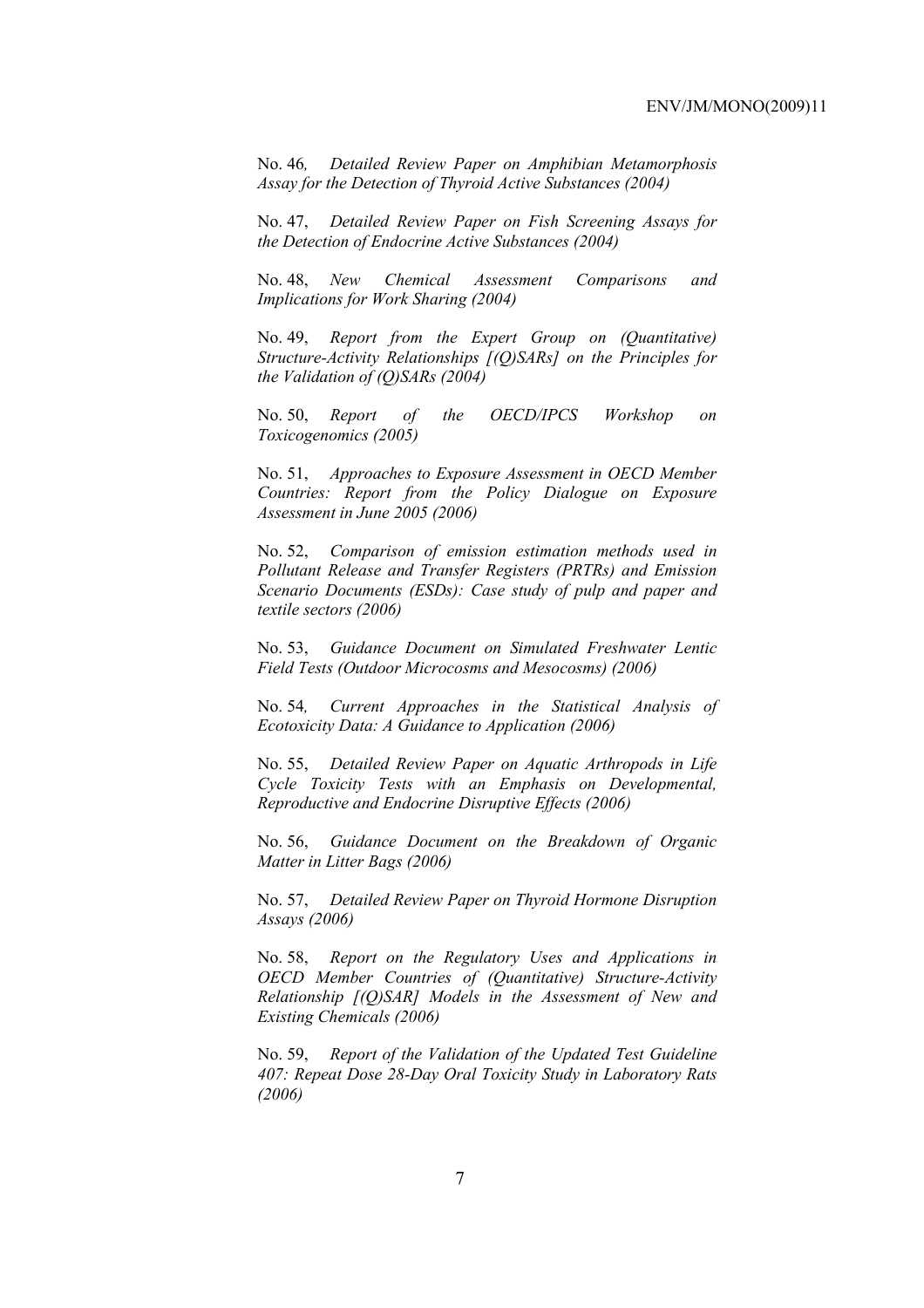No. 46, *Detailed Review Paper on Amphibian Metamorphosis Assay for the Detection of Thyroid Active Substances (2004)*

No. 47, *Detailed Review Paper on Fish Screening Assays for the Detection of Endocrine Active Substances (2004)*

No. 48, *New Chemical Assessment Comparisons and Implications for Work Sharing (2004)*

No. 49, *Report from the Expert Group on (Quantitative) Structure-Activity Relationships [(Q)SARs] on the Principles for the Validation of (Q)SARs (2004)*

No. 50, *Report of the OECD/IPCS Workshop on Toxicogenomics (2005)*

No. 51, *Approaches to Exposure Assessment in OECD Member Countries: Report from the Policy Dialogue on Exposure Assessment in June 2005 (2006)*

No. 52, *Comparison of emission estimation methods used in Pollutant Release and Transfer Registers (PRTRs) and Emission Scenario Documents (ESDs): Case study of pulp and paper and textile sectors (2006)*

No. 53, *Guidance Document on Simulated Freshwater Lentic Field Tests (Outdoor Microcosms and Mesocosms) (2006)*

No. 54, *Current Approaches in the Statistical Analysis of Ecotoxicity Data: A Guidance to Application (2006)*

No. 55, *Detailed Review Paper on Aquatic Arthropods in Life Cycle Toxicity Tests with an Emphasis on Developmental, Reproductive and Endocrine Disruptive Effects (2006)*

No. 56, *Guidance Document on the Breakdown of Organic Matter in Litter Bags (2006)*

No. 57, *Detailed Review Paper on Thyroid Hormone Disruption Assays (2006)*

No. 58, *Report on the Regulatory Uses and Applications in OECD Member Countries of (Quantitative) Structure-Activity Relationship [(Q)SAR] Models in the Assessment of New and Existing Chemicals (2006)*

No. 59, *Report of the Validation of the Updated Test Guideline 407: Repeat Dose 28-Day Oral Toxicity Study in Laboratory Rats (2006)*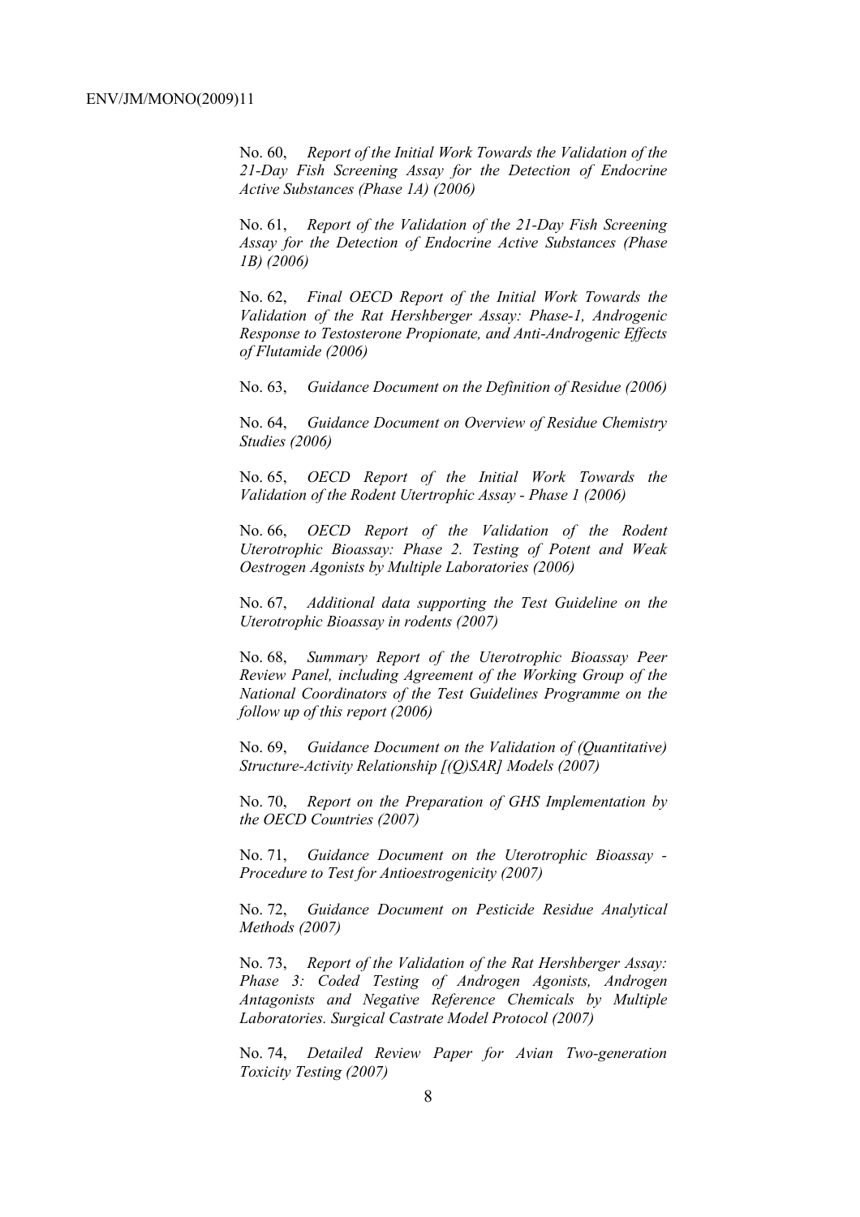No. 60, *Report of the Initial Work Towards the Validation of the 21-Day Fish Screening Assay for the Detection of Endocrine Active Substances (Phase 1A) (2006)*

No. 61, *Report of the Validation of the 21-Day Fish Screening Assay for the Detection of Endocrine Active Substances (Phase 1B) (2006)*

No. 62, *Final OECD Report of the Initial Work Towards the Validation of the Rat Hershberger Assay: Phase-1, Androgenic Response to Testosterone Propionate, and Anti-Androgenic Effects of Flutamide (2006)*

No. 63, *Guidance Document on the Definition of Residue (2006)*

No. 64, *Guidance Document on Overview of Residue Chemistry Studies (2006)*

No. 65, *OECD Report of the Initial Work Towards the Validation of the Rodent Utertrophic Assay - Phase 1 (2006)*

No. 66, *OECD Report of the Validation of the Rodent Uterotrophic Bioassay: Phase 2. Testing of Potent and Weak Oestrogen Agonists by Multiple Laboratories (2006)*

No. 67, *Additional data supporting the Test Guideline on the Uterotrophic Bioassay in rodents (2007)*

No. 68, *Summary Report of the Uterotrophic Bioassay Peer Review Panel, including Agreement of the Working Group of the National Coordinators of the Test Guidelines Programme on the follow up of this report (2006)*

No. 69, *Guidance Document on the Validation of (Quantitative) Structure-Activity Relationship [(Q)SAR] Models (2007)*

No. 70, *Report on the Preparation of GHS Implementation by the OECD Countries (2007)*

No. 71, *Guidance Document on the Uterotrophic Bioassay - Procedure to Test for Antioestrogenicity (2007)*

No. 72, *Guidance Document on Pesticide Residue Analytical Methods (2007)*

No. 73, *Report of the Validation of the Rat Hershberger Assay: Phase 3: Coded Testing of Androgen Agonists, Androgen Antagonists and Negative Reference Chemicals by Multiple Laboratories. Surgical Castrate Model Protocol (2007)*

No. 74, *Detailed Review Paper for Avian Two-generation Toxicity Testing (2007)*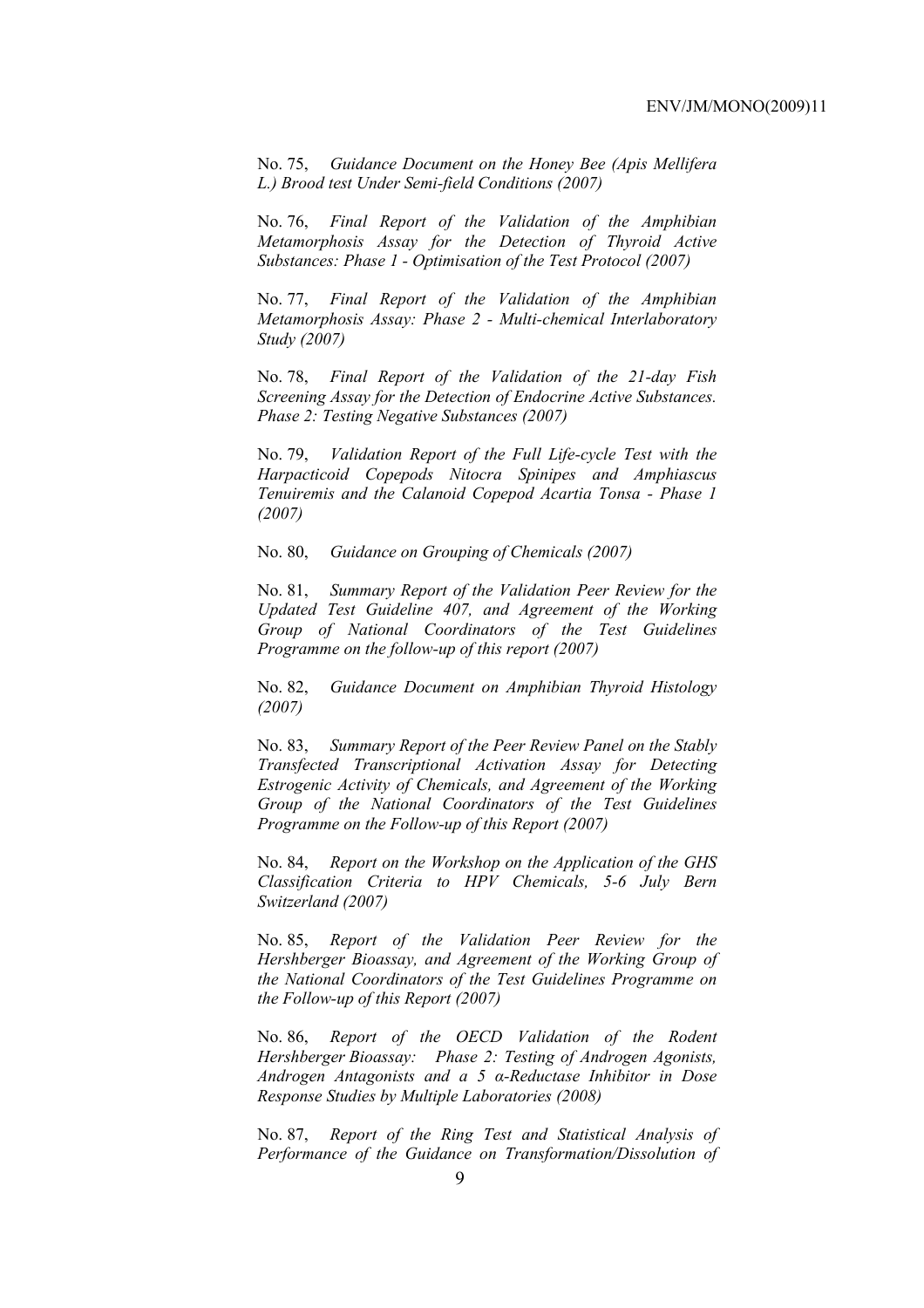No. 75, *Guidance Document on the Honey Bee (Apis Mellifera L.) Brood test Under Semi-field Conditions (2007)*

No. 76, *Final Report of the Validation of the Amphibian Metamorphosis Assay for the Detection of Thyroid Active Substances: Phase 1 - Optimisation of the Test Protocol (2007)*

No. 77, *Final Report of the Validation of the Amphibian Metamorphosis Assay: Phase 2 - Multi-chemical Interlaboratory Study (2007)*

No. 78, *Final Report of the Validation of the 21-day Fish Screening Assay for the Detection of Endocrine Active Substances. Phase 2: Testing Negative Substances (2007)*

No. 79, *Validation Report of the Full Life-cycle Test with the Harpacticoid Copepods Nitocra Spinipes and Amphiascus Tenuiremis and the Calanoid Copepod Acartia Tonsa - Phase 1 (2007)*

No. 80, *Guidance on Grouping of Chemicals (2007)*

No. 81, *Summary Report of the Validation Peer Review for the Updated Test Guideline 407, and Agreement of the Working Group of National Coordinators of the Test Guidelines Programme on the follow-up of this report (2007)*

No. 82, *Guidance Document on Amphibian Thyroid Histology (2007)*

No. 83, *Summary Report of the Peer Review Panel on the Stably Transfected Transcriptional Activation Assay for Detecting Estrogenic Activity of Chemicals, and Agreement of the Working Group of the National Coordinators of the Test Guidelines Programme on the Follow-up of this Report (2007)*

No. 84, *Report on the Workshop on the Application of the GHS Classification Criteria to HPV Chemicals, 5-6 July Bern Switzerland (2007)*

No. 85, *Report of the Validation Peer Review for the Hershberger Bioassay, and Agreement of the Working Group of the National Coordinators of the Test Guidelines Programme on the Follow-up of this Report (2007)*

No. 86, *Report of the OECD Validation of the Rodent Hershberger Bioassay: Phase 2: Testing of Androgen Agonists, Androgen Antagonists and a 5 α-Reductase Inhibitor in Dose Response Studies by Multiple Laboratories (2008)*

No. 87, *Report of the Ring Test and Statistical Analysis of Performance of the Guidance on Transformation/Dissolution of*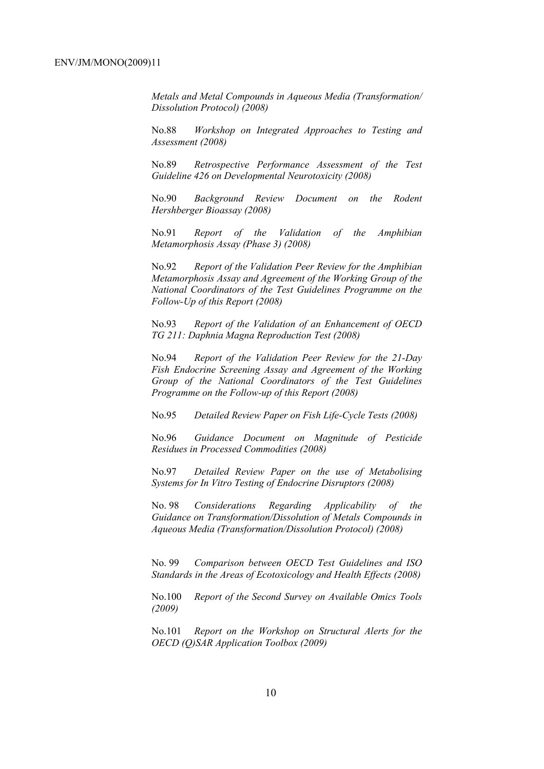*Metals and Metal Compounds in Aqueous Media (Transformation/ Dissolution Protocol) (2008)*

No.88 *Workshop on Integrated Approaches to Testing and Assessment (2008)*

No.89 *Retrospective Performance Assessment of the Test Guideline 426 on Developmental Neurotoxicity (2008)*

No.90 *Background Review Document on the Rodent Hershberger Bioassay (2008)*

No.91 *Report of the Validation of the Amphibian Metamorphosis Assay (Phase 3) (2008)*

No.92 *Report of the Validation Peer Review for the Amphibian Metamorphosis Assay and Agreement of the Working Group of the National Coordinators of the Test Guidelines Programme on the Follow-Up of this Report (2008)*

No.93 *Report of the Validation of an Enhancement of OECD TG 211: Daphnia Magna Reproduction Test (2008)*

No.94 *Report of the Validation Peer Review for the 21-Day Fish Endocrine Screening Assay and Agreement of the Working Group of the National Coordinators of the Test Guidelines Programme on the Follow-up of this Report (2008)*

No.95 *Detailed Review Paper on Fish Life-Cycle Tests (2008)*

No.96 *Guidance Document on Magnitude of Pesticide Residues in Processed Commodities (2008)*

No.97 *Detailed Review Paper on the use of Metabolising Systems for In Vitro Testing of Endocrine Disruptors (2008)*

No. 98 *Considerations Regarding Applicability of the Guidance on Transformation/Dissolution of Metals Compounds in Aqueous Media (Transformation/Dissolution Protocol) (2008)*

No. 99 *Comparison between OECD Test Guidelines and ISO Standards in the Areas of Ecotoxicology and Health Effects (2008)*

No.100 *Report of the Second Survey on Available Omics Tools (2009)*

No.101 *Report on the Workshop on Structural Alerts for the OECD (Q)SAR Application Toolbox (2009)*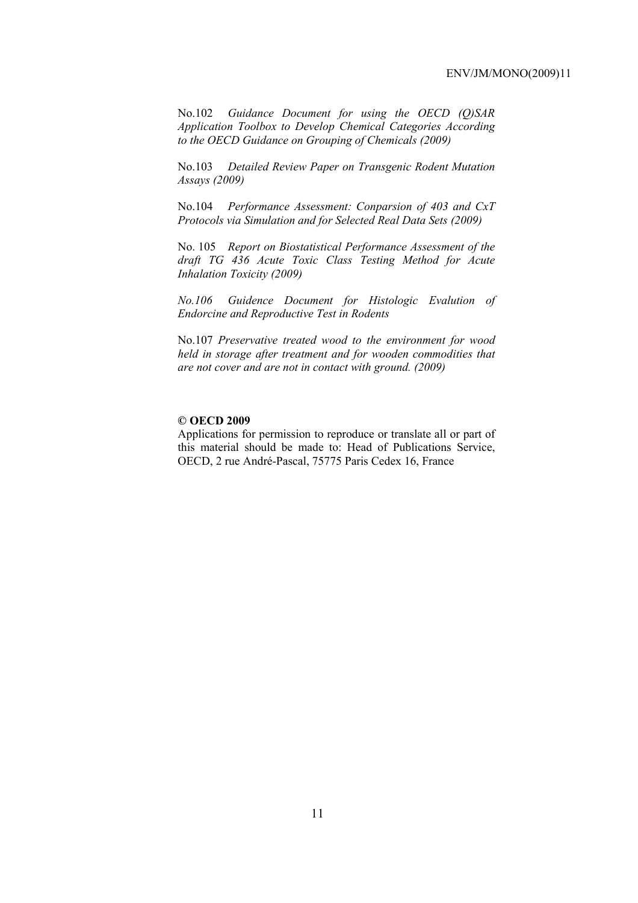No.102 *Guidance Document for using the OECD (Q)SAR Application Toolbox to Develop Chemical Categories According to the OECD Guidance on Grouping of Chemicals (2009)*

No.103 *Detailed Review Paper on Transgenic Rodent Mutation Assays (2009)*

No.104 *Performance Assessment: Conparsion of 403 and CxT Protocols via Simulation and for Selected Real Data Sets (2009)*

No. 105 *Report on Biostatistical Performance Assessment of the draft TG 436 Acute Toxic Class Testing Method for Acute Inhalation Toxicity (2009)*

*No.106 Guidence Document for Histologic Evalution of Endorcine and Reproductive Test in Rodents*

No.107 *Preservative treated wood to the environment for wood held in storage after treatment and for wooden commodities that are not cover and are not in contact with ground. (2009)*

**© OECD 2009**

Applications for permission to reproduce or translate all or part of this material should be made to: Head of Publications Service, OECD, 2 rue André-Pascal, 75775 Paris Cedex 16, France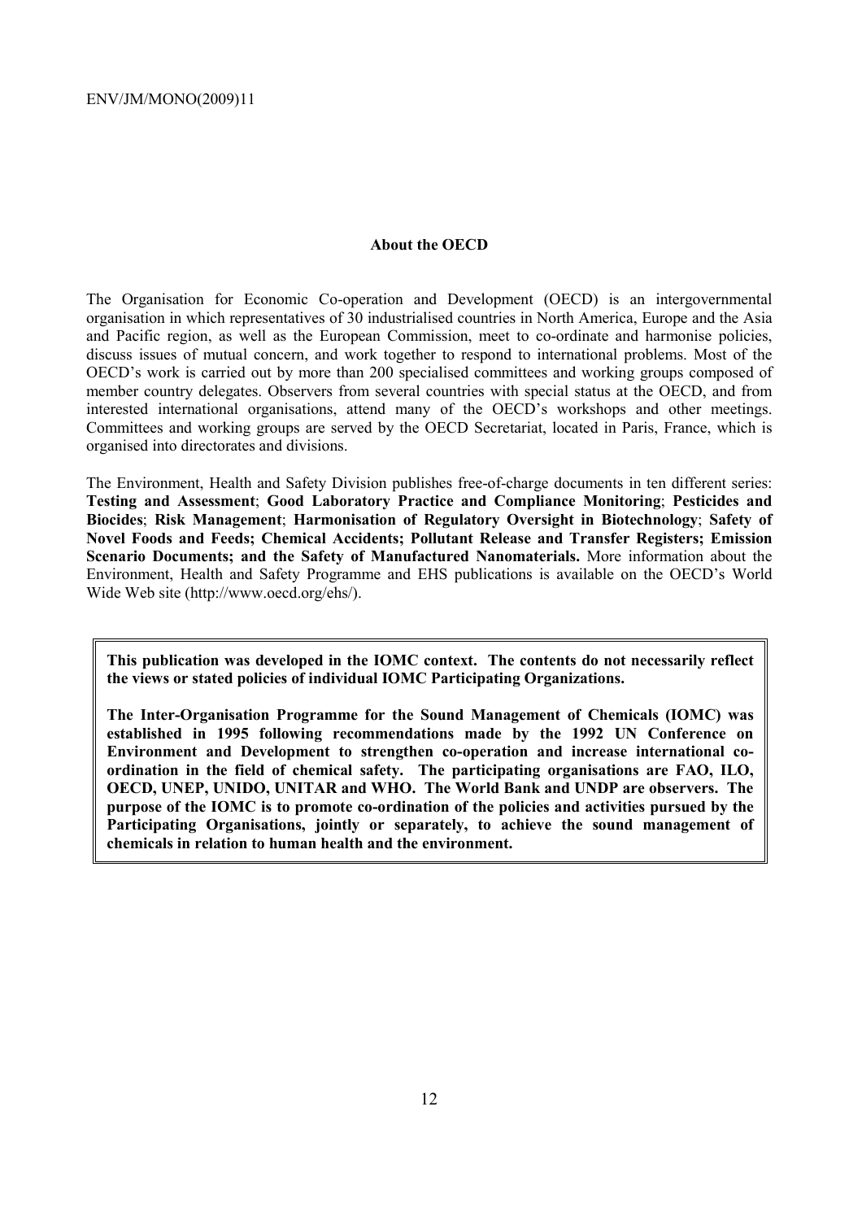## About the OECD

The Organisation for Economic Co-operation and Development (OECD) is an intergovernmental organisation in which representatives of 30 industrialised countries in North America, Europe and the Asia and Pacific region, as well as the European Commission, meet to co-ordinate and harmonise policies, discuss issues of mutual concern, and work together to respond to international problems. Most of the OECD's work is carried out by more than 200 specialised committees and working groups composed of member country delegates. Observers from several countries with special status at the OECD, and from interested international organisations, attend many of the OECD's workshops and other meetings. Committees and working groups are served by the OECD Secretariat, located in Paris, France, which is organised into directorates and divisions.

The Environment, Health and Safety Division publishes free-of-charge documents in ten different series: **Testing and Assessment**; **Good Laboratory Practice and Compliance Monitoring**; **Pesticides and Biocides**; **Risk Management**; **Harmonisation of Regulatory Oversight in Biotechnology**; **Safety of Novel Foods and Feeds; Chemical Accidents; Pollutant Release and Transfer Registers; Emission Scenario Documents; and the Safety of Manufactured Nanomaterials.** More information about the Environment, Health and Safety Programme and EHS publications is available on the OECD's World Wide Web site (http://www.oecd.org/ehs/).

**This publication was developed in the IOMC context. The contents do not necessarily reflect the views or stated policies of individual IOMC Participating Organizations.**

**The Inter-Organisation Programme for the Sound Management of Chemicals (IOMC) was established in 1995 following recommendations made by the 1992 UN Conference on Environment and Development to strengthen co-operation and increase international co-ordination in the field of chemical safety. The participating organisations are FAO, ILO, OECD, UNEP, UNIDO, UNITAR and WHO. The World Bank and UNDP are observers. The purpose of the IOMC is to promote co-ordination of the policies and activities pursued by the Participating Organisations, jointly or separately, to achieve the sound management of chemicals in relation to human health and the environment.**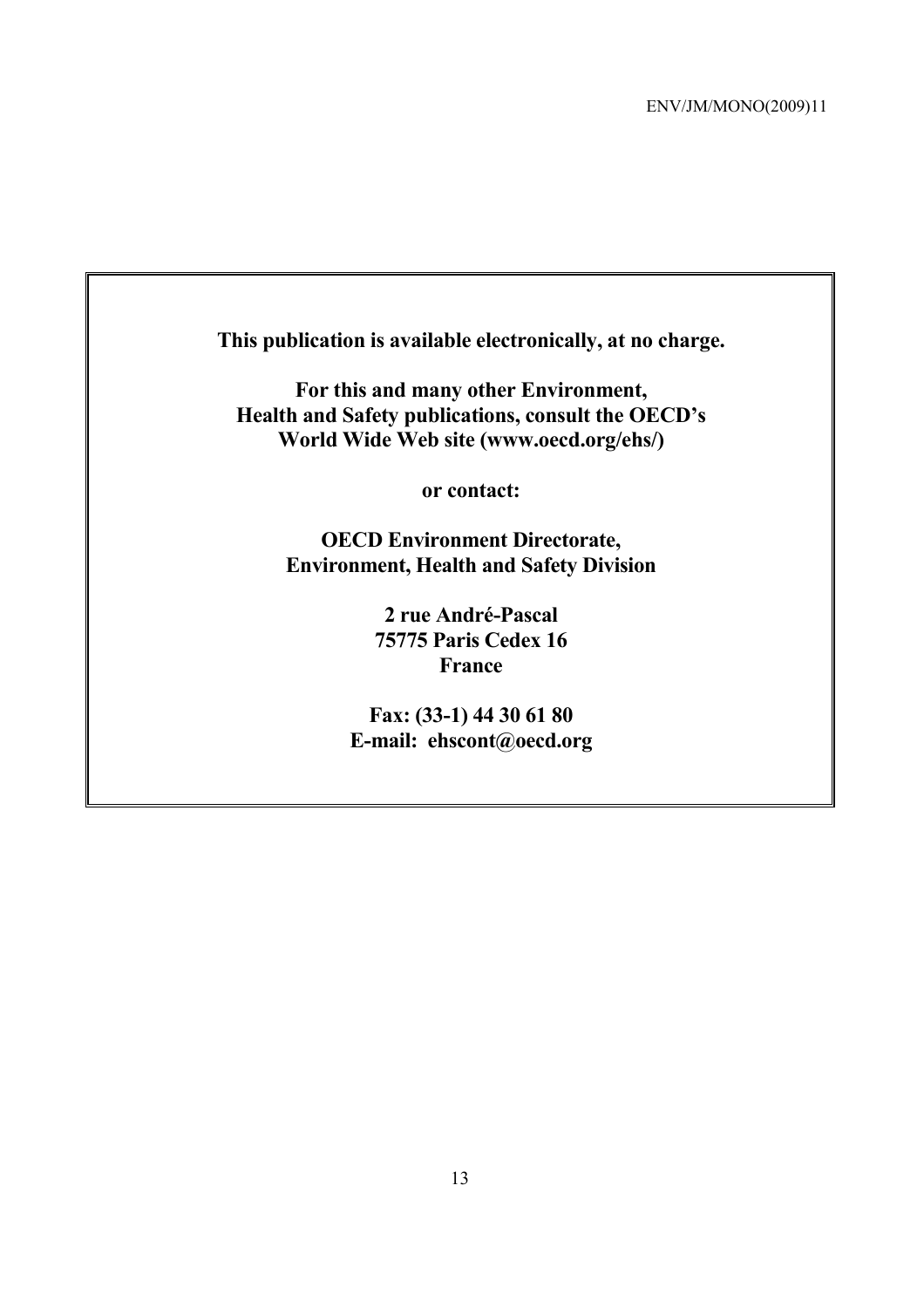**This publication is available electronically, at no charge.**

**For this and many other Environment, Health and Safety publications, consult the OECD's World Wide Web site (www.oecd.org/ehs/)**

**or contact:**

**OECD Environment Directorate, Environment, Health and Safety Division**

**2 rue André-Pascal**
**75775 Paris Cedex 16**
**France**

**Fax: (33-1) 44 30 61 80**
**E-mail: ehscont@oecd.org**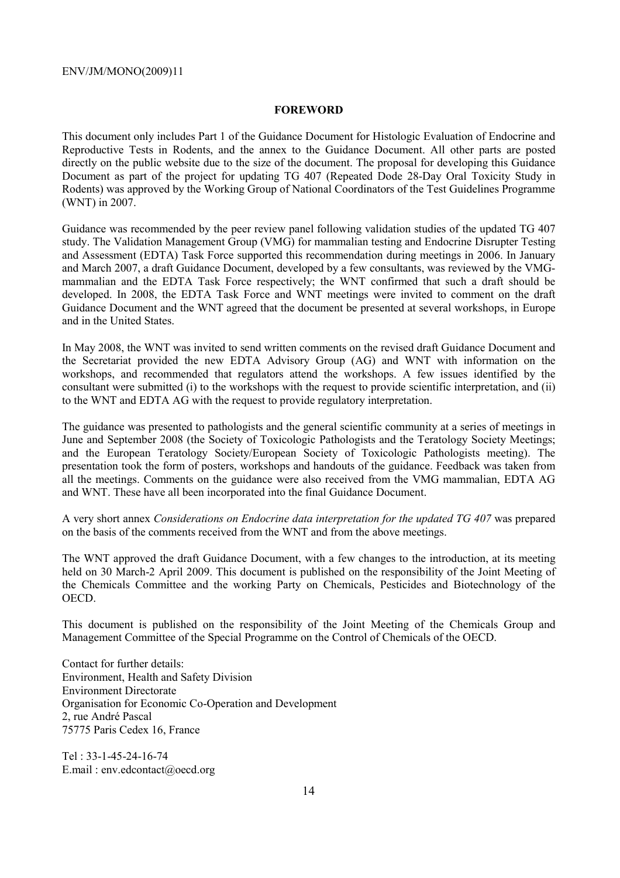## FOREWORD

This document only includes Part 1 of the Guidance Document for Histologic Evaluation of Endocrine and Reproductive Tests in Rodents, and the annex to the Guidance Document. All other parts are posted directly on the public website due to the size of the document. The proposal for developing this Guidance Document as part of the project for updating TG 407 (Repeated Dode 28-Day Oral Toxicity Study in Rodents) was approved by the Working Group of National Coordinators of the Test Guidelines Programme (WNT) in 2007.

Guidance was recommended by the peer review panel following validation studies of the updated TG 407 study. The Validation Management Group (VMG) for mammalian testing and Endocrine Disrupter Testing and Assessment (EDTA) Task Force supported this recommendation during meetings in 2006. In January and March 2007, a draft Guidance Document, developed by a few consultants, was reviewed by the VMG-mammalian and the EDTA Task Force respectively; the WNT confirmed that such a draft should be developed. In 2008, the EDTA Task Force and WNT meetings were invited to comment on the draft Guidance Document and the WNT agreed that the document be presented at several workshops, in Europe and in the United States.

In May 2008, the WNT was invited to send written comments on the revised draft Guidance Document and the Secretariat provided the new EDTA Advisory Group (AG) and WNT with information on the workshops, and recommended that regulators attend the workshops. A few issues identified by the consultant were submitted (i) to the workshops with the request to provide scientific interpretation, and (ii) to the WNT and EDTA AG with the request to provide regulatory interpretation.

The guidance was presented to pathologists and the general scientific community at a series of meetings in June and September 2008 (the Society of Toxicologic Pathologists and the Teratology Society Meetings; and the European Teratology Society/European Society of Toxicologic Pathologists meeting). The presentation took the form of posters, workshops and handouts of the guidance. Feedback was taken from all the meetings. Comments on the guidance were also received from the VMG mammalian, EDTA AG and WNT. These have all been incorporated into the final Guidance Document.

A very short annex *Considerations on Endocrine data interpretation for the updated TG 407* was prepared on the basis of the comments received from the WNT and from the above meetings.

The WNT approved the draft Guidance Document, with a few changes to the introduction, at its meeting held on 30 March-2 April 2009. This document is published on the responsibility of the Joint Meeting of the Chemicals Committee and the working Party on Chemicals, Pesticides and Biotechnology of the OECD.

This document is published on the responsibility of the Joint Meeting of the Chemicals Group and Management Committee of the Special Programme on the Control of Chemicals of the OECD.

Contact for further details:
Environment, Health and Safety Division
Environment Directorate
Organisation for Economic Co-Operation and Development
2, rue André Pascal
75775 Paris Cedex 16, France

Tel : 33-1-45-24-16-74
E.mail : env.edcontact@oecd.org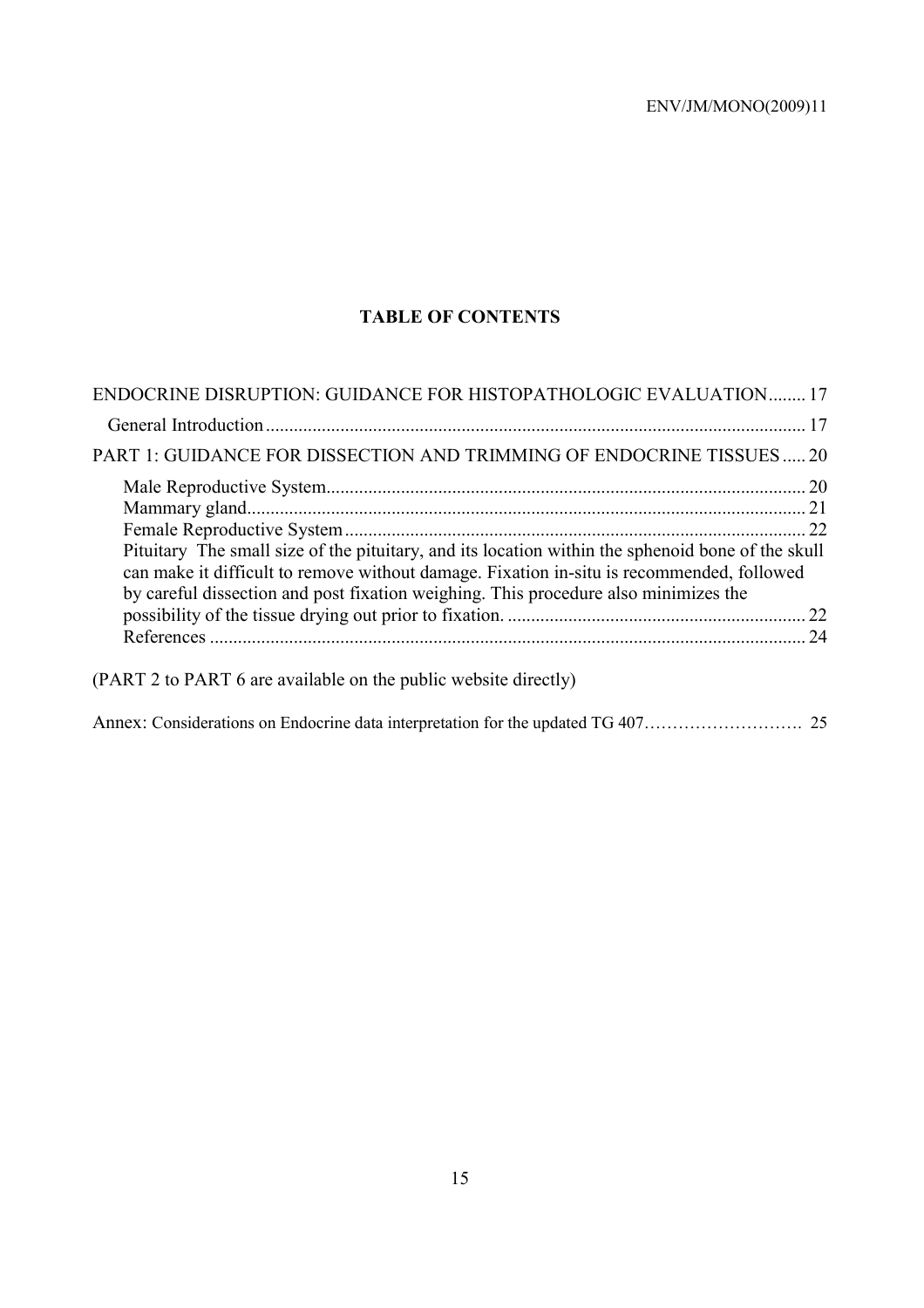**TABLE OF CONTENTS**

ENDOCRINE DISRUPTION: GUIDANCE FOR HISTOPATHOLOGIC EVALUATION........ 17

General Introduction .................................................................................................................. 17

PART 1: GUIDANCE FOR DISSECTION AND TRIMMING OF ENDOCRINE TISSUES ..... 20

Male Reproductive System...................................................................................................... 20
Mammary gland....................................................................................................................... 21
Female Reproductive System .................................................................................................. 22
Pituitary The small size of the pituitary, and its location within the sphenoid bone of the skull can make it difficult to remove without damage. Fixation in-situ is recommended, followed by careful dissection and post fixation weighing. This procedure also minimizes the possibility of the tissue drying out prior to fixation. ................................................................ 22
References ............................................................................................................................... 24

(PART 2 to PART 6 are available on the public website directly)

Annex: Considerations on Endocrine data interpretation for the updated TG 407………………………. 25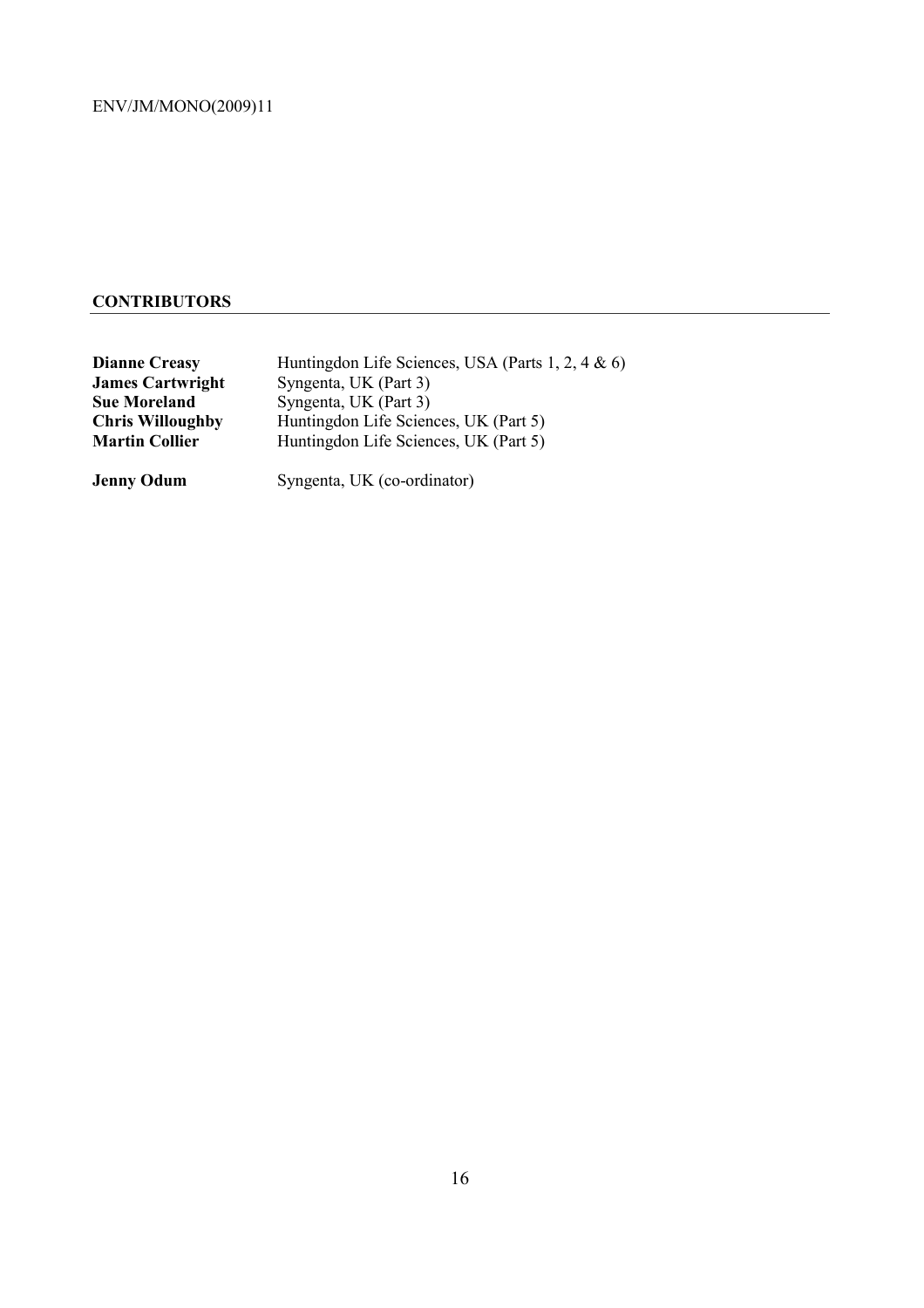## CONTRIBUTORS

| | |
|---|---|
| **Dianne Creasy** | Huntingdon Life Sciences, USA (Parts 1, 2, 4 & 6) |
| **James Cartwright** | Syngenta, UK (Part 3) |
| **Sue Moreland** | Syngenta, UK (Part 3) |
| **Chris Willoughby** | Huntingdon Life Sciences, UK (Part 5) |
| **Martin Collier** | Huntingdon Life Sciences, UK (Part 5) |
| **Jenny Odum** | Syngenta, UK (co-ordinator) |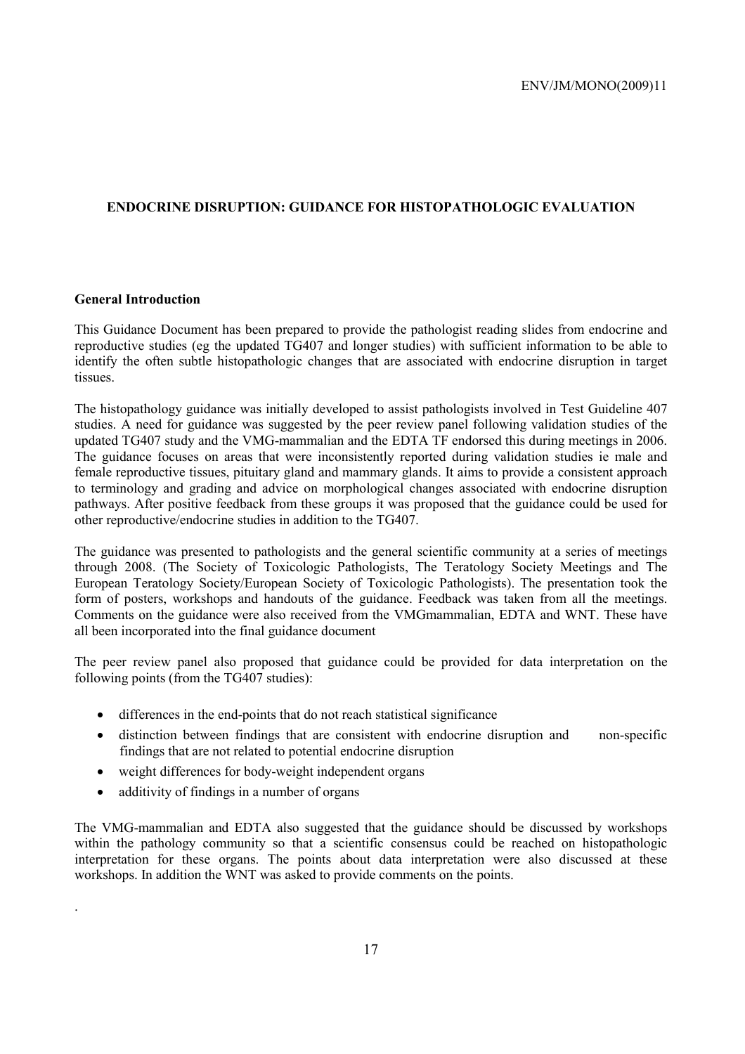## ENDOCRINE DISRUPTION: GUIDANCE FOR HISTOPATHOLOGIC EVALUATION

### General Introduction

This Guidance Document has been prepared to provide the pathologist reading slides from endocrine and reproductive studies (eg the updated TG407 and longer studies) with sufficient information to be able to identify the often subtle histopathologic changes that are associated with endocrine disruption in target tissues.

The histopathology guidance was initially developed to assist pathologists involved in Test Guideline 407 studies. A need for guidance was suggested by the peer review panel following validation studies of the updated TG407 study and the VMG-mammalian and the EDTA TF endorsed this during meetings in 2006. The guidance focuses on areas that were inconsistently reported during validation studies ie male and female reproductive tissues, pituitary gland and mammary glands. It aims to provide a consistent approach to terminology and grading and advice on morphological changes associated with endocrine disruption pathways. After positive feedback from these groups it was proposed that the guidance could be used for other reproductive/endocrine studies in addition to the TG407.

The guidance was presented to pathologists and the general scientific community at a series of meetings through 2008. (The Society of Toxicologic Pathologists, The Teratology Society Meetings and The European Teratology Society/European Society of Toxicologic Pathologists). The presentation took the form of posters, workshops and handouts of the guidance. Feedback was taken from all the meetings. Comments on the guidance were also received from the VMGmammalian, EDTA and WNT. These have all been incorporated into the final guidance document

The peer review panel also proposed that guidance could be provided for data interpretation on the following points (from the TG407 studies):

- differences in the end-points that do not reach statistical significance
- distinction between findings that are consistent with endocrine disruption and non-specific findings that are not related to potential endocrine disruption
- weight differences for body-weight independent organs
- additivity of findings in a number of organs

The VMG-mammalian and EDTA also suggested that the guidance should be discussed by workshops within the pathology community so that a scientific consensus could be reached on histopathologic interpretation for these organs. The points about data interpretation were also discussed at these workshops. In addition the WNT was asked to provide comments on the points.

.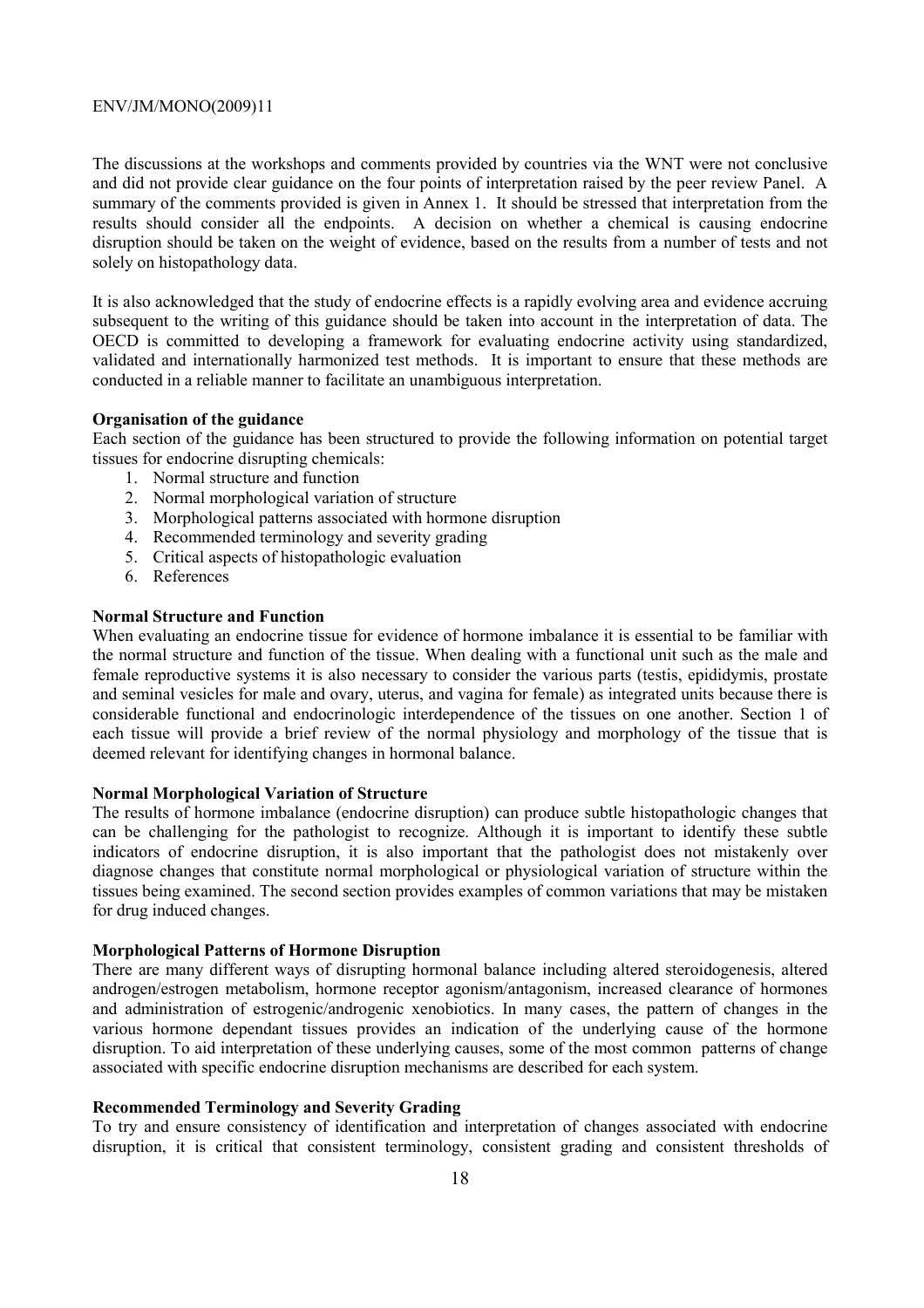The discussions at the workshops and comments provided by countries via the WNT were not conclusive and did not provide clear guidance on the four points of interpretation raised by the peer review Panel. A summary of the comments provided is given in Annex 1. It should be stressed that interpretation from the results should consider all the endpoints. A decision on whether a chemical is causing endocrine disruption should be taken on the weight of evidence, based on the results from a number of tests and not solely on histopathology data.

It is also acknowledged that the study of endocrine effects is a rapidly evolving area and evidence accruing subsequent to the writing of this guidance should be taken into account in the interpretation of data. The OECD is committed to developing a framework for evaluating endocrine activity using standardized, validated and internationally harmonized test methods. It is important to ensure that these methods are conducted in a reliable manner to facilitate an unambiguous interpretation.

**Organisation of the guidance**

Each section of the guidance has been structured to provide the following information on potential target tissues for endocrine disrupting chemicals:

1. Normal structure and function
2. Normal morphological variation of structure
3. Morphological patterns associated with hormone disruption
4. Recommended terminology and severity grading
5. Critical aspects of histopathologic evaluation
6. References

**Normal Structure and Function**

When evaluating an endocrine tissue for evidence of hormone imbalance it is essential to be familiar with the normal structure and function of the tissue. When dealing with a functional unit such as the male and female reproductive systems it is also necessary to consider the various parts (testis, epididymis, prostate and seminal vesicles for male and ovary, uterus, and vagina for female) as integrated units because there is considerable functional and endocrinologic interdependence of the tissues on one another. Section 1 of each tissue will provide a brief review of the normal physiology and morphology of the tissue that is deemed relevant for identifying changes in hormonal balance.

**Normal Morphological Variation of Structure**

The results of hormone imbalance (endocrine disruption) can produce subtle histopathologic changes that can be challenging for the pathologist to recognize. Although it is important to identify these subtle indicators of endocrine disruption, it is also important that the pathologist does not mistakenly over diagnose changes that constitute normal morphological or physiological variation of structure within the tissues being examined. The second section provides examples of common variations that may be mistaken for drug induced changes.

**Morphological Patterns of Hormone Disruption**

There are many different ways of disrupting hormonal balance including altered steroidogenesis, altered androgen/estrogen metabolism, hormone receptor agonism/antagonism, increased clearance of hormones and administration of estrogenic/androgenic xenobiotics. In many cases, the pattern of changes in the various hormone dependant tissues provides an indication of the underlying cause of the hormone disruption. To aid interpretation of these underlying causes, some of the most common patterns of change associated with specific endocrine disruption mechanisms are described for each system.

**Recommended Terminology and Severity Grading**

To try and ensure consistency of identification and interpretation of changes associated with endocrine disruption, it is critical that consistent terminology, consistent grading and consistent thresholds of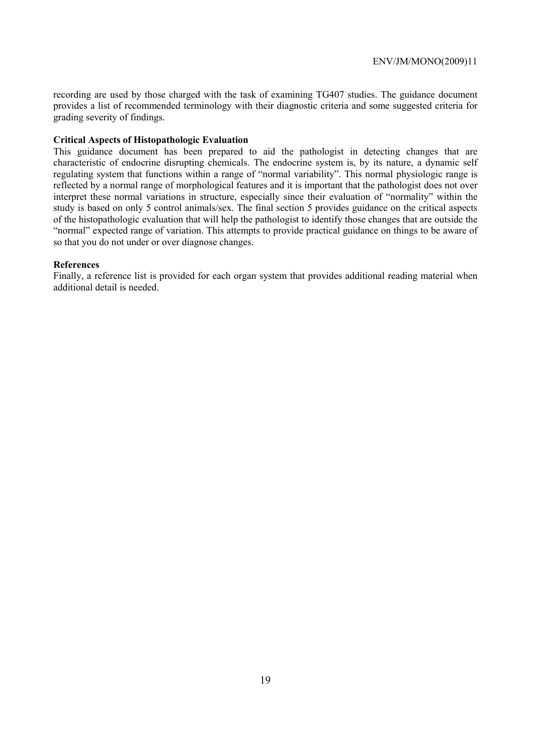recording are used by those charged with the task of examining TG407 studies. The guidance document provides a list of recommended terminology with their diagnostic criteria and some suggested criteria for grading severity of findings.

**Critical Aspects of Histopathologic Evaluation**

This guidance document has been prepared to aid the pathologist in detecting changes that are characteristic of endocrine disrupting chemicals. The endocrine system is, by its nature, a dynamic self regulating system that functions within a range of "normal variability". This normal physiologic range is reflected by a normal range of morphological features and it is important that the pathologist does not over interpret these normal variations in structure, especially since their evaluation of "normality" within the study is based on only 5 control animals/sex. The final section 5 provides guidance on the critical aspects of the histopathologic evaluation that will help the pathologist to identify those changes that are outside the "normal" expected range of variation. This attempts to provide practical guidance on things to be aware of so that you do not under or over diagnose changes.

**References**

Finally, a reference list is provided for each organ system that provides additional reading material when additional detail is needed.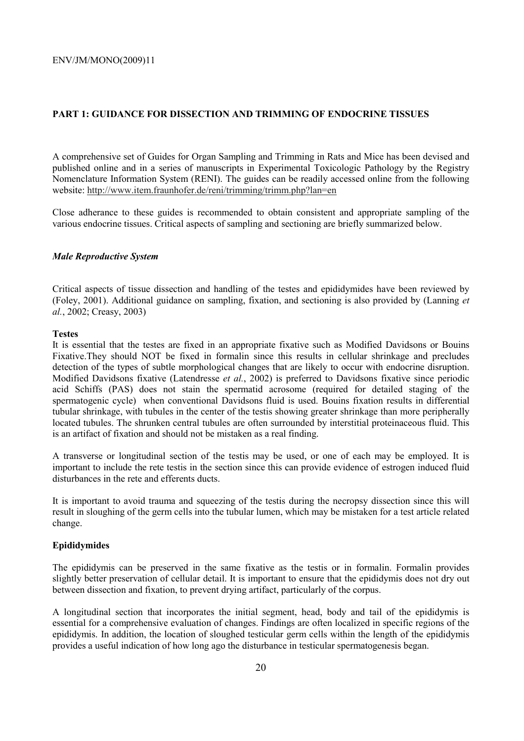## PART 1: GUIDANCE FOR DISSECTION AND TRIMMING OF ENDOCRINE TISSUES

A comprehensive set of Guides for Organ Sampling and Trimming in Rats and Mice has been devised and published online and in a series of manuscripts in Experimental Toxicologic Pathology by the Registry Nomenclature Information System (RENI). The guides can be readily accessed online from the following website: http://www.item.fraunhofer.de/reni/trimming/trimm.php?lan=en

Close adherance to these guides is recommended to obtain consistent and appropriate sampling of the various endocrine tissues. Critical aspects of sampling and sectioning are briefly summarized below.

### *Male Reproductive System*

Critical aspects of tissue dissection and handling of the testes and epididymides have been reviewed by (Foley, 2001). Additional guidance on sampling, fixation, and sectioning is also provided by (Lanning *et al.*, 2002; Creasy, 2003)

**Testes**

It is essential that the testes are fixed in an appropriate fixative such as Modified Davidsons or Bouins Fixative.They should NOT be fixed in formalin since this results in cellular shrinkage and precludes detection of the types of subtle morphological changes that are likely to occur with endocrine disruption. Modified Davidsons fixative (Latendresse *et al.*, 2002) is preferred to Davidsons fixative since periodic acid Schiffs (PAS) does not stain the spermatid acrosome (required for detailed staging of the spermatogenic cycle) when conventional Davidsons fluid is used. Bouins fixation results in differential tubular shrinkage, with tubules in the center of the testis showing greater shrinkage than more peripherally located tubules. The shrunken central tubules are often surrounded by interstitial proteinaceous fluid. This is an artifact of fixation and should not be mistaken as a real finding.

A transverse or longitudinal section of the testis may be used, or one of each may be employed. It is important to include the rete testis in the section since this can provide evidence of estrogen induced fluid disturbances in the rete and efferents ducts.

It is important to avoid trauma and squeezing of the testis during the necropsy dissection since this will result in sloughing of the germ cells into the tubular lumen, which may be mistaken for a test article related change.

**Epididymides**

The epididymis can be preserved in the same fixative as the testis or in formalin. Formalin provides slightly better preservation of cellular detail. It is important to ensure that the epididymis does not dry out between dissection and fixation, to prevent drying artifact, particularly of the corpus.

A longitudinal section that incorporates the initial segment, head, body and tail of the epididymis is essential for a comprehensive evaluation of changes. Findings are often localized in specific regions of the epididymis. In addition, the location of sloughed testicular germ cells within the length of the epididymis provides a useful indication of how long ago the disturbance in testicular spermatogenesis began.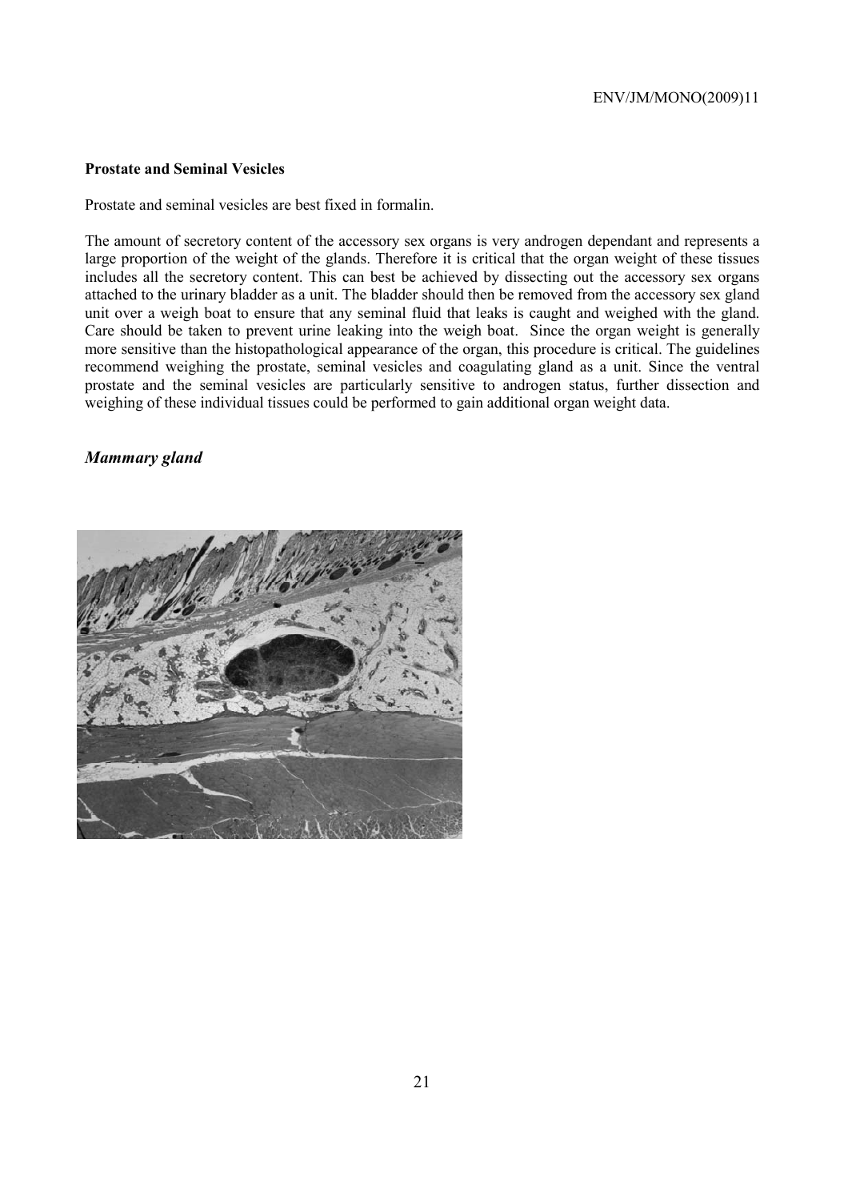**Prostate and Seminal Vesicles**

Prostate and seminal vesicles are best fixed in formalin.

The amount of secretory content of the accessory sex organs is very androgen dependant and represents a large proportion of the weight of the glands. Therefore it is critical that the organ weight of these tissues includes all the secretory content. This can best be achieved by dissecting out the accessory sex organs attached to the urinary bladder as a unit. The bladder should then be removed from the accessory sex gland unit over a weigh boat to ensure that any seminal fluid that leaks is caught and weighed with the gland. Care should be taken to prevent urine leaking into the weigh boat. Since the organ weight is generally more sensitive than the histopathological appearance of the organ, this procedure is critical. The guidelines recommend weighing the prostate, seminal vesicles and coagulating gland as a unit. Since the ventral prostate and the seminal vesicles are particularly sensitive to androgen status, further dissection and weighing of these individual tissues could be performed to gain additional organ weight data.

## *Mammary gland*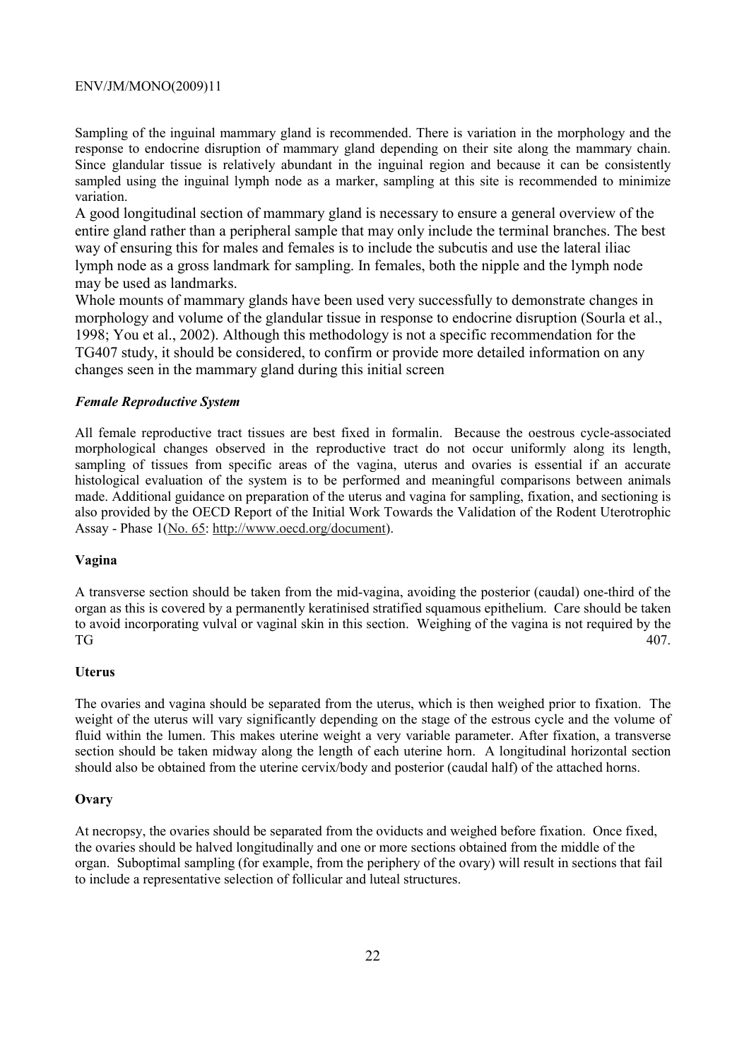Sampling of the inguinal mammary gland is recommended. There is variation in the morphology and the response to endocrine disruption of mammary gland depending on their site along the mammary chain. Since glandular tissue is relatively abundant in the inguinal region and because it can be consistently sampled using the inguinal lymph node as a marker, sampling at this site is recommended to minimize variation.

A good longitudinal section of mammary gland is necessary to ensure a general overview of the entire gland rather than a peripheral sample that may only include the terminal branches. The best way of ensuring this for males and females is to include the subcutis and use the lateral iliac lymph node as a gross landmark for sampling. In females, both the nipple and the lymph node may be used as landmarks.

Whole mounts of mammary glands have been used very successfully to demonstrate changes in morphology and volume of the glandular tissue in response to endocrine disruption (Sourla et al., 1998; You et al., 2002). Although this methodology is not a specific recommendation for the TG407 study, it should be considered, to confirm or provide more detailed information on any changes seen in the mammary gland during this initial screen

### *Female Reproductive System*

All female reproductive tract tissues are best fixed in formalin. Because the oestrous cycle-associated morphological changes observed in the reproductive tract do not occur uniformly along its length, sampling of tissues from specific areas of the vagina, uterus and ovaries is essential if an accurate histological evaluation of the system is to be performed and meaningful comparisons between animals made. Additional guidance on preparation of the uterus and vagina for sampling, fixation, and sectioning is also provided by the OECD Report of the Initial Work Towards the Validation of the Rodent Uterotrophic Assay - Phase 1(No. 65: http://www.oecd.org/document).

#### Vagina

A transverse section should be taken from the mid-vagina, avoiding the posterior (caudal) one-third of the organ as this is covered by a permanently keratinised stratified squamous epithelium. Care should be taken to avoid incorporating vulval or vaginal skin in this section. Weighing of the vagina is not required by the TG 407.

#### Uterus

The ovaries and vagina should be separated from the uterus, which is then weighed prior to fixation. The weight of the uterus will vary significantly depending on the stage of the estrous cycle and the volume of fluid within the lumen. This makes uterine weight a very variable parameter. After fixation, a transverse section should be taken midway along the length of each uterine horn. A longitudinal horizontal section should also be obtained from the uterine cervix/body and posterior (caudal half) of the attached horns.

#### Ovary

At necropsy, the ovaries should be separated from the oviducts and weighed before fixation. Once fixed, the ovaries should be halved longitudinally and one or more sections obtained from the middle of the organ. Suboptimal sampling (for example, from the periphery of the ovary) will result in sections that fail to include a representative selection of follicular and luteal structures.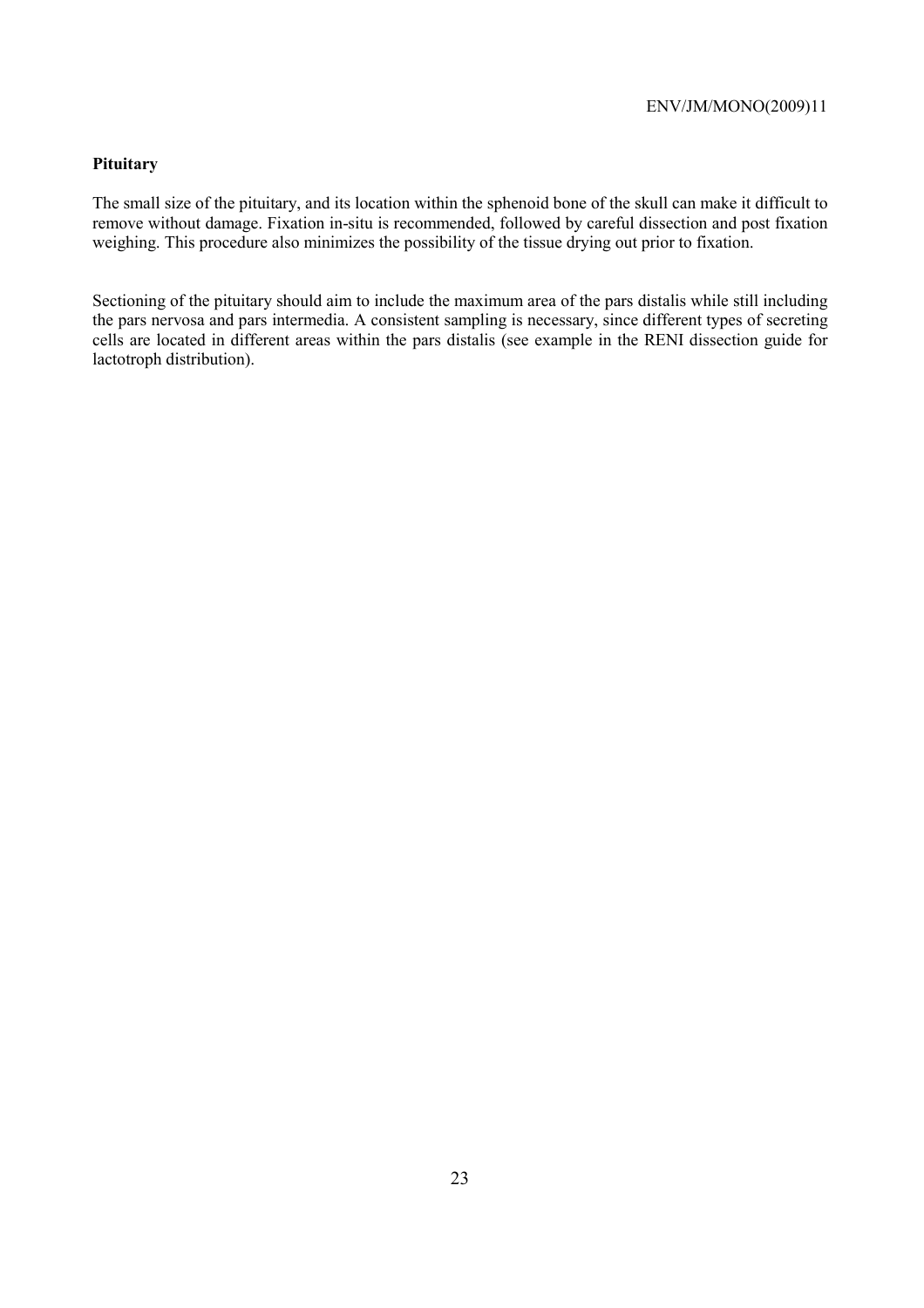**Pituitary**

The small size of the pituitary, and its location within the sphenoid bone of the skull can make it difficult to remove without damage. Fixation in-situ is recommended, followed by careful dissection and post fixation weighing. This procedure also minimizes the possibility of the tissue drying out prior to fixation.

Sectioning of the pituitary should aim to include the maximum area of the pars distalis while still including the pars nervosa and pars intermedia. A consistent sampling is necessary, since different types of secreting cells are located in different areas within the pars distalis (see example in the RENI dissection guide for lactotroph distribution).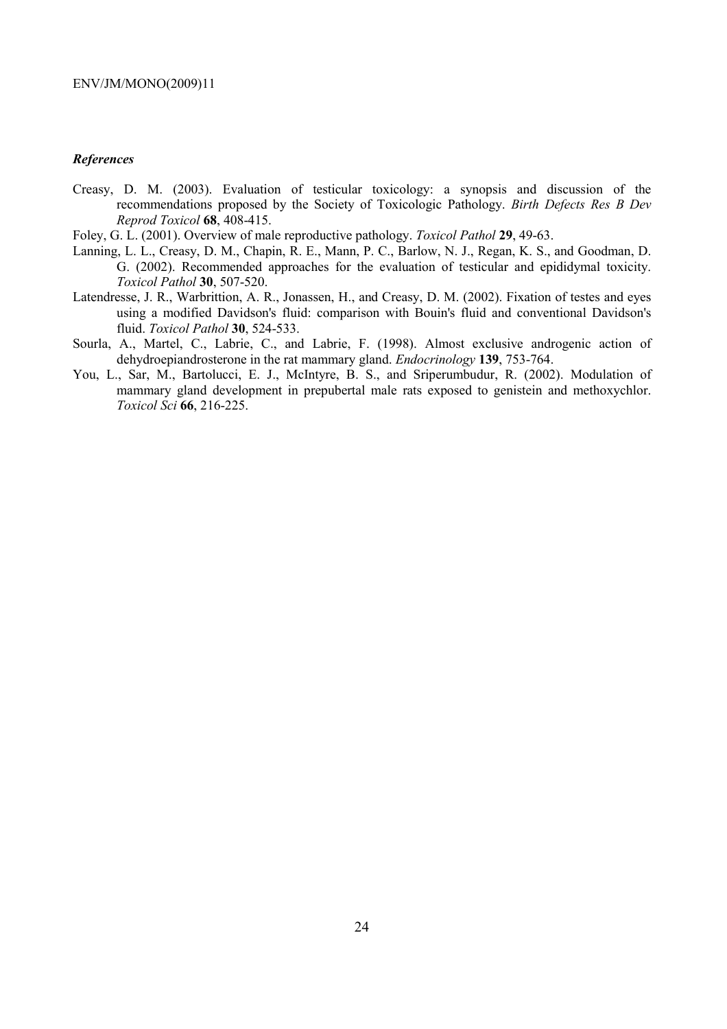***References***

Creasy, D. M. (2003). Evaluation of testicular toxicology: a synopsis and discussion of the recommendations proposed by the Society of Toxicologic Pathology. *Birth Defects Res B Dev Reprod Toxicol* **68**, 408-415.

Foley, G. L. (2001). Overview of male reproductive pathology. *Toxicol Pathol* **29**, 49-63.

Lanning, L. L., Creasy, D. M., Chapin, R. E., Mann, P. C., Barlow, N. J., Regan, K. S., and Goodman, D. G. (2002). Recommended approaches for the evaluation of testicular and epididymal toxicity. *Toxicol Pathol* **30**, 507-520.

Latendresse, J. R., Warbrittion, A. R., Jonassen, H., and Creasy, D. M. (2002). Fixation of testes and eyes using a modified Davidson's fluid: comparison with Bouin's fluid and conventional Davidson's fluid. *Toxicol Pathol* **30**, 524-533.

Sourla, A., Martel, C., Labrie, C., and Labrie, F. (1998). Almost exclusive androgenic action of dehydroepiandrosterone in the rat mammary gland. *Endocrinology* **139**, 753-764.

You, L., Sar, M., Bartolucci, E. J., McIntyre, B. S., and Sriperumbudur, R. (2002). Modulation of mammary gland development in prepubertal male rats exposed to genistein and methoxychlor. *Toxicol Sci* **66**, 216-225.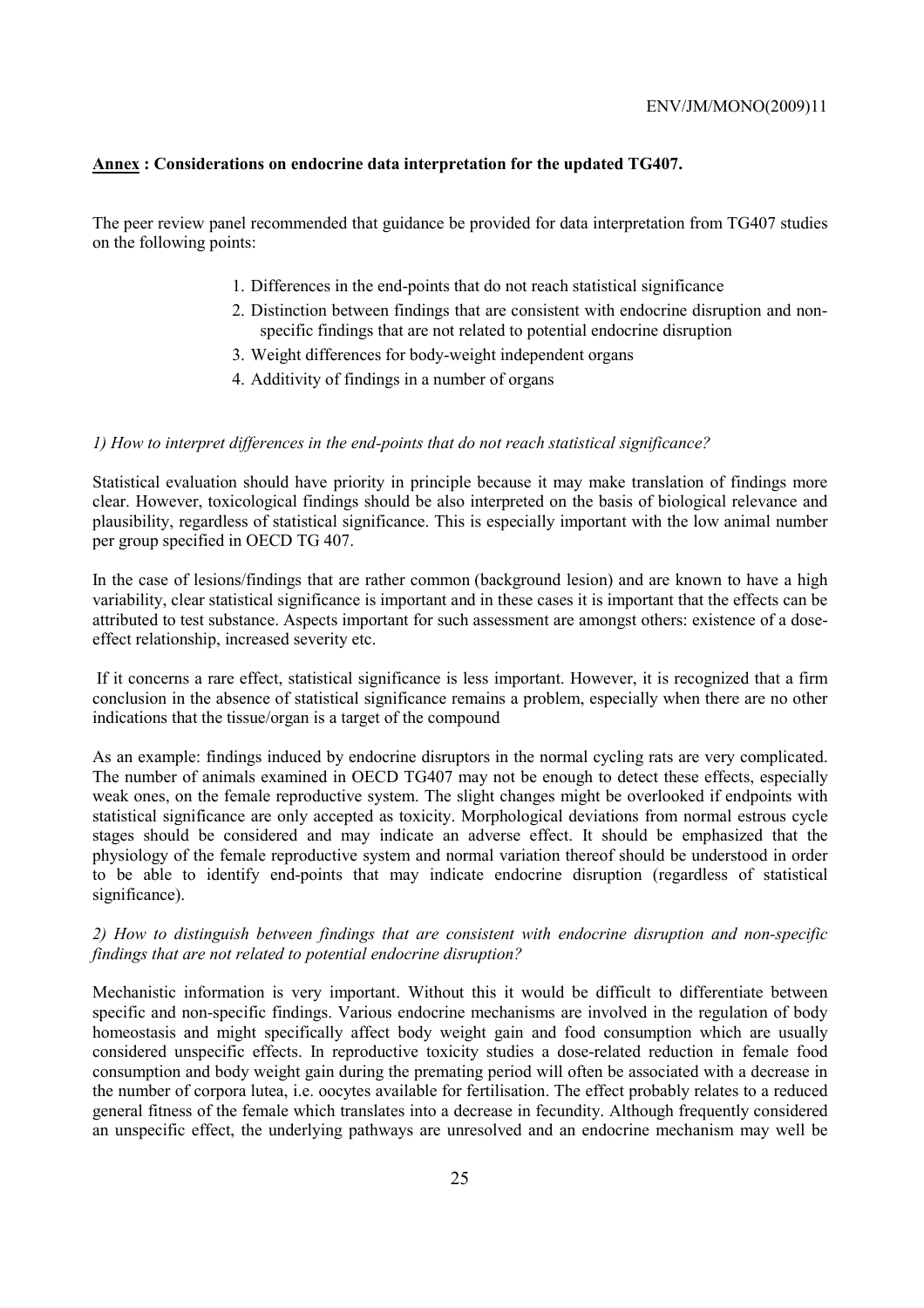**Annex : Considerations on endocrine data interpretation for the updated TG407.**

The peer review panel recommended that guidance be provided for data interpretation from TG407 studies on the following points:

1. Differences in the end-points that do not reach statistical significance
2. Distinction between findings that are consistent with endocrine disruption and non-specific findings that are not related to potential endocrine disruption
3. Weight differences for body-weight independent organs
4. Additivity of findings in a number of organs

*1) How to interpret differences in the end-points that do not reach statistical significance?*

Statistical evaluation should have priority in principle because it may make translation of findings more clear. However, toxicological findings should be also interpreted on the basis of biological relevance and plausibility, regardless of statistical significance. This is especially important with the low animal number per group specified in OECD TG 407.

In the case of lesions/findings that are rather common (background lesion) and are known to have a high variability, clear statistical significance is important and in these cases it is important that the effects can be attributed to test substance. Aspects important for such assessment are amongst others: existence of a dose-effect relationship, increased severity etc.

If it concerns a rare effect, statistical significance is less important. However, it is recognized that a firm conclusion in the absence of statistical significance remains a problem, especially when there are no other indications that the tissue/organ is a target of the compound

As an example: findings induced by endocrine disruptors in the normal cycling rats are very complicated. The number of animals examined in OECD TG407 may not be enough to detect these effects, especially weak ones, on the female reproductive system. The slight changes might be overlooked if endpoints with statistical significance are only accepted as toxicity. Morphological deviations from normal estrous cycle stages should be considered and may indicate an adverse effect. It should be emphasized that the physiology of the female reproductive system and normal variation thereof should be understood in order to be able to identify end-points that may indicate endocrine disruption (regardless of statistical significance).

*2) How to distinguish between findings that are consistent with endocrine disruption and non-specific findings that are not related to potential endocrine disruption?*

Mechanistic information is very important. Without this it would be difficult to differentiate between specific and non-specific findings. Various endocrine mechanisms are involved in the regulation of body homeostasis and might specifically affect body weight gain and food consumption which are usually considered unspecific effects. In reproductive toxicity studies a dose-related reduction in female food consumption and body weight gain during the premating period will often be associated with a decrease in the number of corpora lutea, i.e. oocytes available for fertilisation. The effect probably relates to a reduced general fitness of the female which translates into a decrease in fecundity. Although frequently considered an unspecific effect, the underlying pathways are unresolved and an endocrine mechanism may well be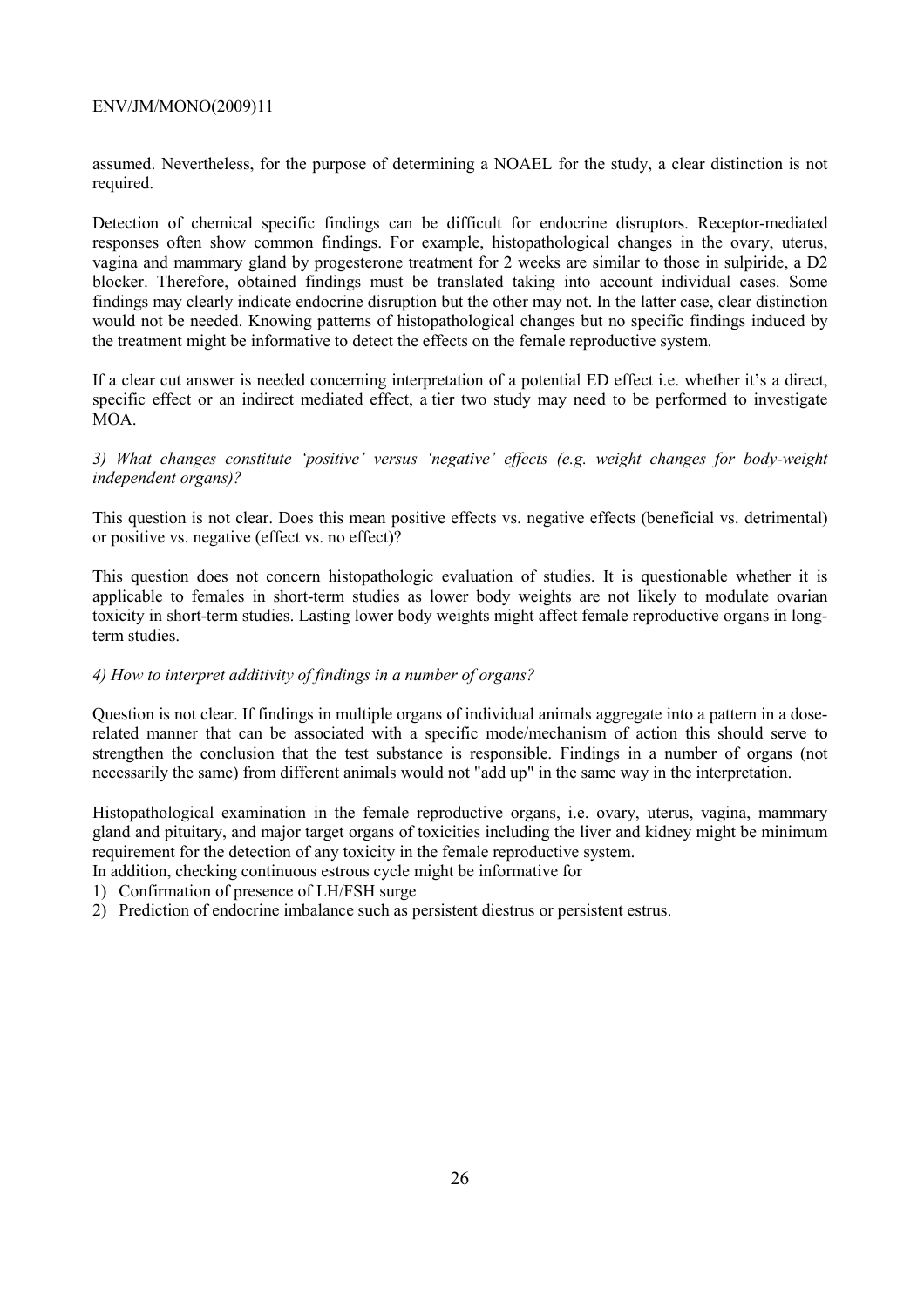assumed. Nevertheless, for the purpose of determining a NOAEL for the study, a clear distinction is not required.

Detection of chemical specific findings can be difficult for endocrine disruptors. Receptor-mediated responses often show common findings. For example, histopathological changes in the ovary, uterus, vagina and mammary gland by progesterone treatment for 2 weeks are similar to those in sulpiride, a D2 blocker. Therefore, obtained findings must be translated taking into account individual cases. Some findings may clearly indicate endocrine disruption but the other may not. In the latter case, clear distinction would not be needed. Knowing patterns of histopathological changes but no specific findings induced by the treatment might be informative to detect the effects on the female reproductive system.

If a clear cut answer is needed concerning interpretation of a potential ED effect i.e. whether it's a direct, specific effect or an indirect mediated effect, a tier two study may need to be performed to investigate MOA.

*3) What changes constitute 'positive' versus 'negative' effects (e.g. weight changes for body-weight independent organs)?*

This question is not clear. Does this mean positive effects vs. negative effects (beneficial vs. detrimental) or positive vs. negative (effect vs. no effect)?

This question does not concern histopathologic evaluation of studies. It is questionable whether it is applicable to females in short-term studies as lower body weights are not likely to modulate ovarian toxicity in short-term studies. Lasting lower body weights might affect female reproductive organs in long-term studies.

*4) How to interpret additivity of findings in a number of organs?*

Question is not clear. If findings in multiple organs of individual animals aggregate into a pattern in a dose-related manner that can be associated with a specific mode/mechanism of action this should serve to strengthen the conclusion that the test substance is responsible. Findings in a number of organs (not necessarily the same) from different animals would not "add up" in the same way in the interpretation.

Histopathological examination in the female reproductive organs, i.e. ovary, uterus, vagina, mammary gland and pituitary, and major target organs of toxicities including the liver and kidney might be minimum requirement for the detection of any toxicity in the female reproductive system.
In addition, checking continuous estrous cycle might be informative for

1) Confirmation of presence of LH/FSH surge
2) Prediction of endocrine imbalance such as persistent diestrus or persistent estrus.